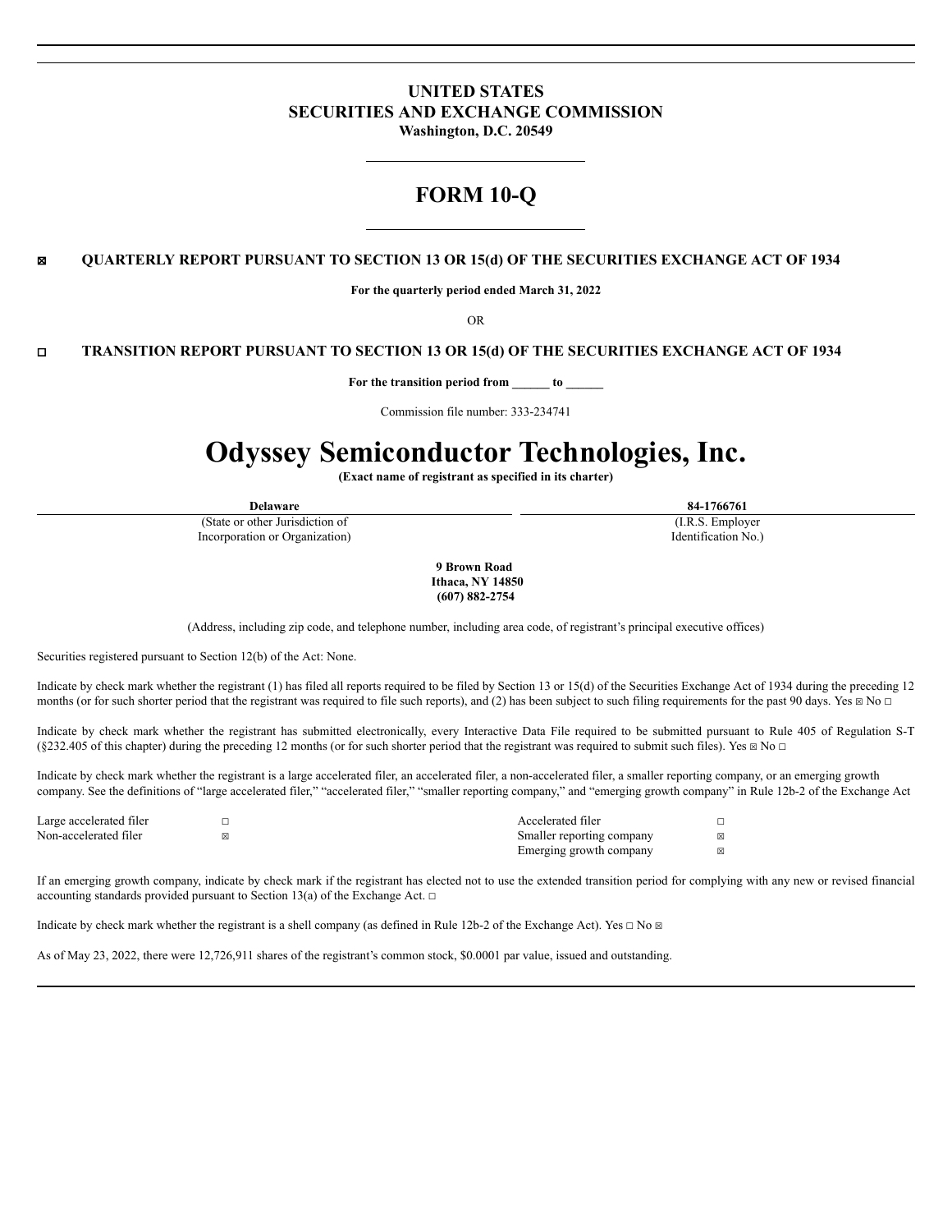# UNITED STATES
# SECURITIES AND EXCHANGE COMMISSION
**Washington, D.C. 20549**

---

# FORM 10-Q

---

☒ **QUARTERLY REPORT PURSUANT TO SECTION 13 OR 15(d) OF THE SECURITIES EXCHANGE ACT OF 1934**

**For the quarterly period ended March 31, 2022**

OR

☐ **TRANSITION REPORT PURSUANT TO SECTION 13 OR 15(d) OF THE SECURITIES EXCHANGE ACT OF 1934**

**For the transition period from ______ to ______**

Commission file number: 333-234741

# Odyssey Semiconductor Technologies, Inc.

**(Exact name of registrant as specified in its charter)**

| **Delaware** | **84-1766761** |
|---|---|
| (State or other Jurisdiction of Incorporation or Organization) | (I.R.S. Employer Identification No.) |

**9 Brown Road**
**Ithaca, NY 14850**
**(607) 882-2754**

(Address, including zip code, and telephone number, including area code, of registrant's principal executive offices)

Securities registered pursuant to Section 12(b) of the Act: None.

Indicate by check mark whether the registrant (1) has filed all reports required to be filed by Section 13 or 15(d) of the Securities Exchange Act of 1934 during the preceding 12 months (or for such shorter period that the registrant was required to file such reports), and (2) has been subject to such filing requirements for the past 90 days. Yes ☒ No ☐

Indicate by check mark whether the registrant has submitted electronically, every Interactive Data File required to be submitted pursuant to Rule 405 of Regulation S-T (§232.405 of this chapter) during the preceding 12 months (or for such shorter period that the registrant was required to submit such files). Yes ☒ No ☐

Indicate by check mark whether the registrant is a large accelerated filer, an accelerated filer, a non-accelerated filer, a smaller reporting company, or an emerging growth company. See the definitions of "large accelerated filer," "accelerated filer," "smaller reporting company," and "emerging growth company" in Rule 12b-2 of the Exchange Act

| | | | |
|---|---|---|---|
| Large accelerated filer | ☐ | Accelerated filer | ☐ |
| Non-accelerated filer | ☒ | Smaller reporting company | ☒ |
| | | Emerging growth company | ☒ |

If an emerging growth company, indicate by check mark if the registrant has elected not to use the extended transition period for complying with any new or revised financial accounting standards provided pursuant to Section 13(a) of the Exchange Act. ☐

Indicate by check mark whether the registrant is a shell company (as defined in Rule 12b-2 of the Exchange Act). Yes ☐ No ☒

As of May 23, 2022, there were 12,726,911 shares of the registrant's common stock, $0.0001 par value, issued and outstanding.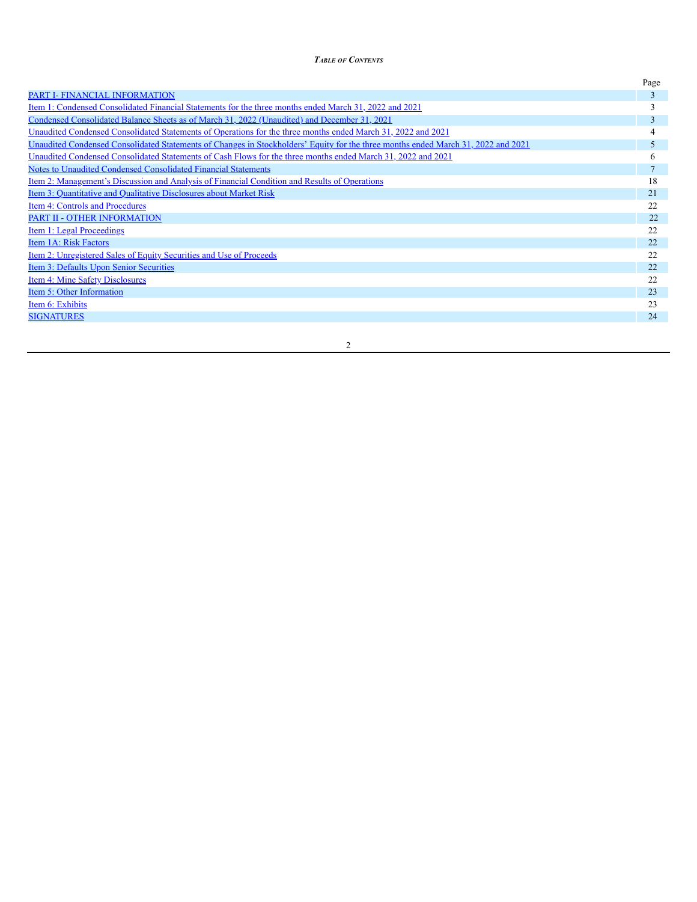***Table of Contents***

| | Page |
|---|---|
| PART I- FINANCIAL INFORMATION | 3 |
| Item 1: Condensed Consolidated Financial Statements for the three months ended March 31, 2022 and 2021 | 3 |
| Condensed Consolidated Balance Sheets as of March 31, 2022 (Unaudited) and December 31, 2021 | 3 |
| Unaudited Condensed Consolidated Statements of Operations for the three months ended March 31, 2022 and 2021 | 4 |
| Unaudited Condensed Consolidated Statements of Changes in Stockholders' Equity for the three months ended March 31, 2022 and 2021 | 5 |
| Unaudited Condensed Consolidated Statements of Cash Flows for the three months ended March 31, 2022 and 2021 | 6 |
| Notes to Unaudited Condensed Consolidated Financial Statements | 7 |
| Item 2: Management's Discussion and Analysis of Financial Condition and Results of Operations | 18 |
| Item 3: Quantitative and Qualitative Disclosures about Market Risk | 21 |
| Item 4: Controls and Procedures | 22 |
| PART II - OTHER INFORMATION | 22 |
| Item 1: Legal Proceedings | 22 |
| Item 1A: Risk Factors | 22 |
| Item 2: Unregistered Sales of Equity Securities and Use of Proceeds | 22 |
| Item 3: Defaults Upon Senior Securities | 22 |
| Item 4: Mine Safety Disclosures | 22 |
| Item 5: Other Information | 23 |
| Item 6: Exhibits | 23 |
| SIGNATURES | 24 |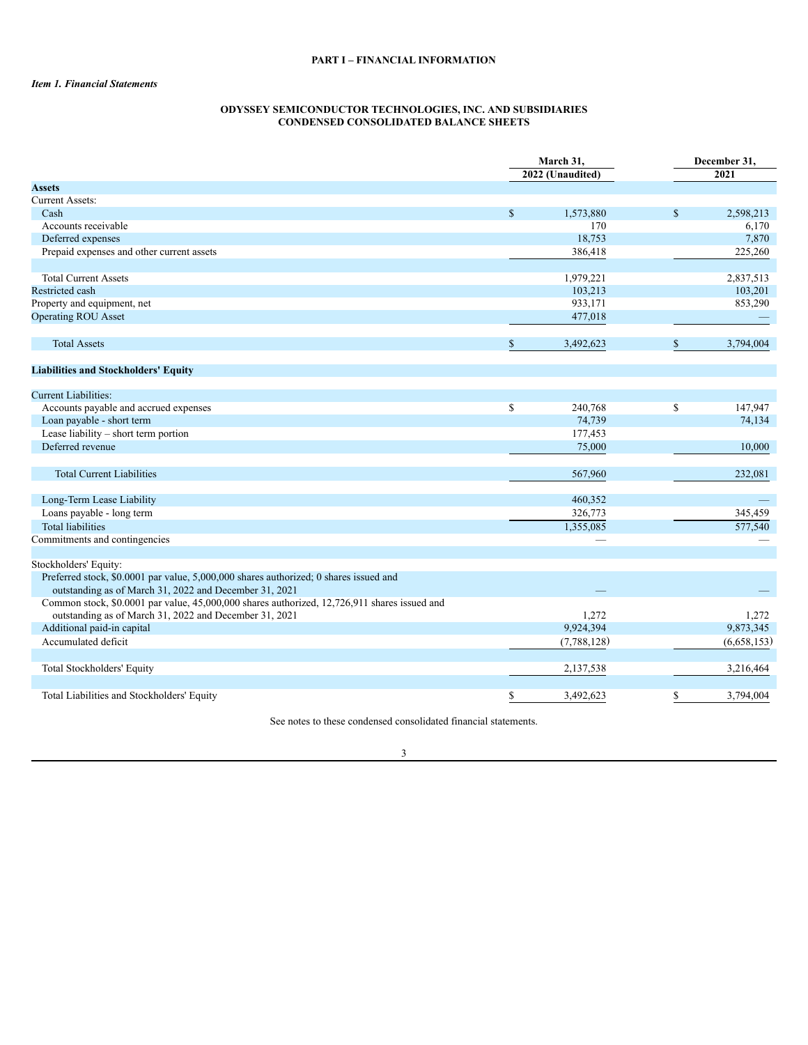**PART I – FINANCIAL INFORMATION**

***Item 1. Financial Statements***

**ODYSSEY SEMICONDUCTOR TECHNOLOGIES, INC. AND SUBSIDIARIES**
**CONDENSED CONSOLIDATED BALANCE SHEETS**

| | March 31, 2022 (Unaudited) | December 31, 2021 |
|---|---|---|
| **Assets** | | |
| Current Assets: | | |
| Cash | $ 1,573,880 | $ 2,598,213 |
| Accounts receivable | 170 | 6,170 |
| Deferred expenses | 18,753 | 7,870 |
| Prepaid expenses and other current assets | 386,418 | 225,260 |
| Total Current Assets | 1,979,221 | 2,837,513 |
| Restricted cash | 103,213 | 103,201 |
| Property and equipment, net | 933,171 | 853,290 |
| Operating ROU Asset | 477,018 | — |
| Total Assets | $ 3,492,623 | $ 3,794,004 |
| **Liabilities and Stockholders' Equity** | | |
| Current Liabilities: | | |
| Accounts payable and accrued expenses | $ 240,768 | $ 147,947 |
| Loan payable - short term | 74,739 | 74,134 |
| Lease liability – short term portion | 177,453 | |
| Deferred revenue | 75,000 | 10,000 |
| Total Current Liabilities | 567,960 | 232,081 |
| Long-Term Lease Liability | 460,352 | — |
| Loans payable - long term | 326,773 | 345,459 |
| Total liabilities | 1,355,085 | 577,540 |
| Commitments and contingencies | — | — |
| Stockholders' Equity: | | |
| Preferred stock, $0.0001 par value, 5,000,000 shares authorized; 0 shares issued and outstanding as of March 31, 2022 and December 31, 2021 | — | — |
| Common stock, $0.0001 par value, 45,000,000 shares authorized, 12,726,911 shares issued and outstanding as of March 31, 2022 and December 31, 2021 | 1,272 | 1,272 |
| Additional paid-in capital | 9,924,394 | 9,873,345 |
| Accumulated deficit | (7,788,128) | (6,658,153) |
| Total Stockholders' Equity | 2,137,538 | 3,216,464 |
| Total Liabilities and Stockholders' Equity | $ 3,492,623 | $ 3,794,004 |

See notes to these condensed consolidated financial statements.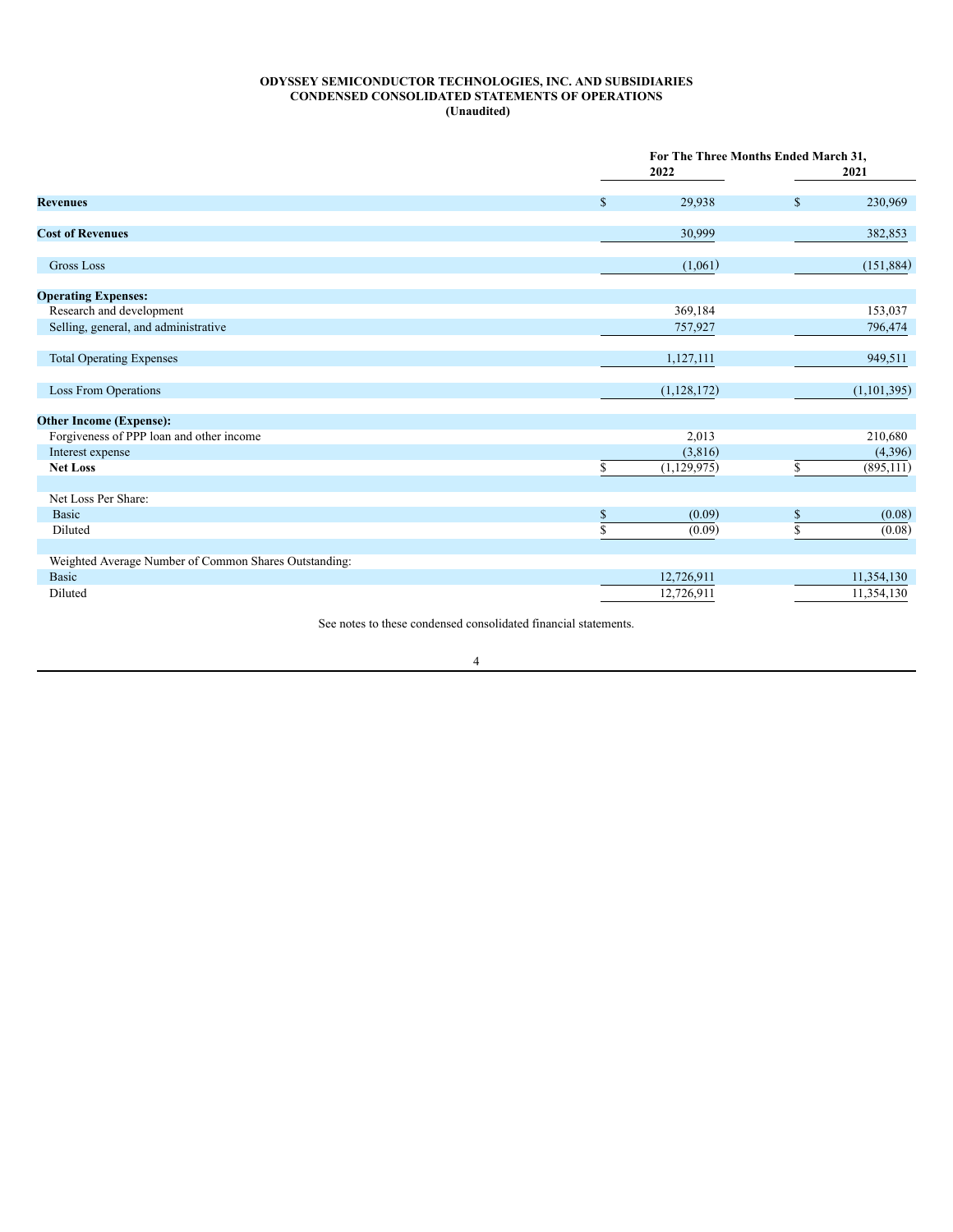**ODYSSEY SEMICONDUCTOR TECHNOLOGIES, INC. AND SUBSIDIARIES**
**CONDENSED CONSOLIDATED STATEMENTS OF OPERATIONS**
**(Unaudited)**

| | For The Three Months Ended March 31, | |
|---|---|---|
| | 2022 | 2021 |
| **Revenues** | $ 29,938 | $ 230,969 |
| **Cost of Revenues** | 30,999 | 382,853 |
| Gross Loss | (1,061) | (151,884) |
| **Operating Expenses:** | | |
| Research and development | 369,184 | 153,037 |
| Selling, general, and administrative | 757,927 | 796,474 |
| Total Operating Expenses | 1,127,111 | 949,511 |
| Loss From Operations | (1,128,172) | (1,101,395) |
| **Other Income (Expense):** | | |
| Forgiveness of PPP loan and other income | 2,013 | 210,680 |
| Interest expense | (3,816) | (4,396) |
| **Net Loss** | $ (1,129,975) | $ (895,111) |
| Net Loss Per Share: | | |
| Basic | $ (0.09) | $ (0.08) |
| Diluted | $ (0.09) | $ (0.08) |
| Weighted Average Number of Common Shares Outstanding: | | |
| Basic | 12,726,911 | 11,354,130 |
| Diluted | 12,726,911 | 11,354,130 |

See notes to these condensed consolidated financial statements.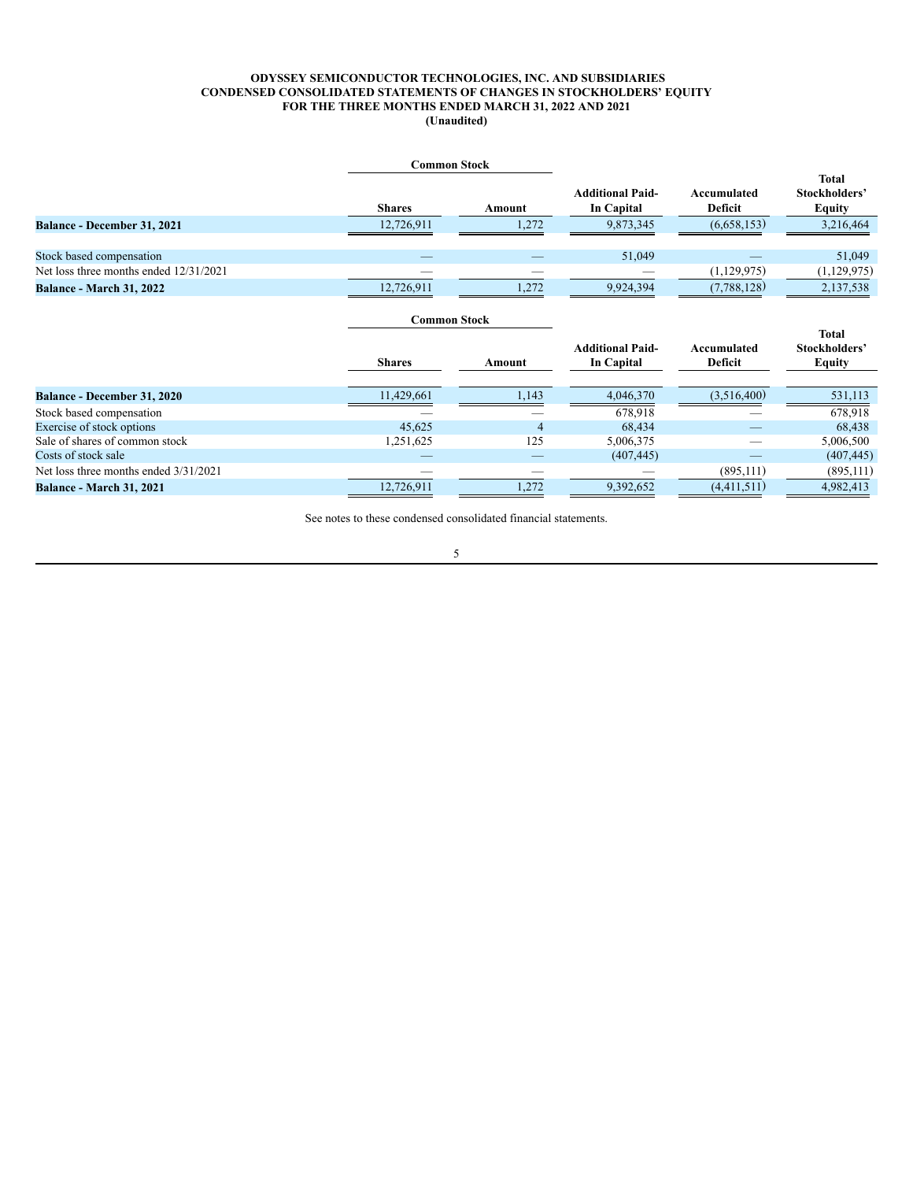**ODYSSEY SEMICONDUCTOR TECHNOLOGIES, INC. AND SUBSIDIARIES**
**CONDENSED CONSOLIDATED STATEMENTS OF CHANGES IN STOCKHOLDERS' EQUITY**
**FOR THE THREE MONTHS ENDED MARCH 31, 2022 AND 2021**
**(Unaudited)**

| | Common Stock | | | | |
|---|---|---|---|---|---|
| | **Shares** | **Amount** | **Additional Paid-In Capital** | **Accumulated Deficit** | **Total Stockholders' Equity** |
| **Balance - December 31, 2021** | 12,726,911 | 1,272 | 9,873,345 | (6,658,153) | 3,216,464 |
| Stock based compensation | — | — | 51,049 | — | 51,049 |
| Net loss three months ended 12/31/2021 | — | — | — | (1,129,975) | (1,129,975) |
| **Balance - March 31, 2022** | 12,726,911 | 1,272 | 9,924,394 | (7,788,128) | 2,137,538 |

| | Common Stock | | | | |
|---|---|---|---|---|---|
| | **Shares** | **Amount** | **Additional Paid-In Capital** | **Accumulated Deficit** | **Total Stockholders' Equity** |
| **Balance - December 31, 2020** | 11,429,661 | 1,143 | 4,046,370 | (3,516,400) | 531,113 |
| Stock based compensation | — | — | 678,918 | — | 678,918 |
| Exercise of stock options | 45,625 | 4 | 68,434 | — | 68,438 |
| Sale of shares of common stock | 1,251,625 | 125 | 5,006,375 | — | 5,006,500 |
| Costs of stock sale | — | — | (407,445) | — | (407,445) |
| Net loss three months ended 3/31/2021 | — | — | — | (895,111) | (895,111) |
| **Balance - March 31, 2021** | 12,726,911 | 1,272 | 9,392,652 | (4,411,511) | 4,982,413 |

See notes to these condensed consolidated financial statements.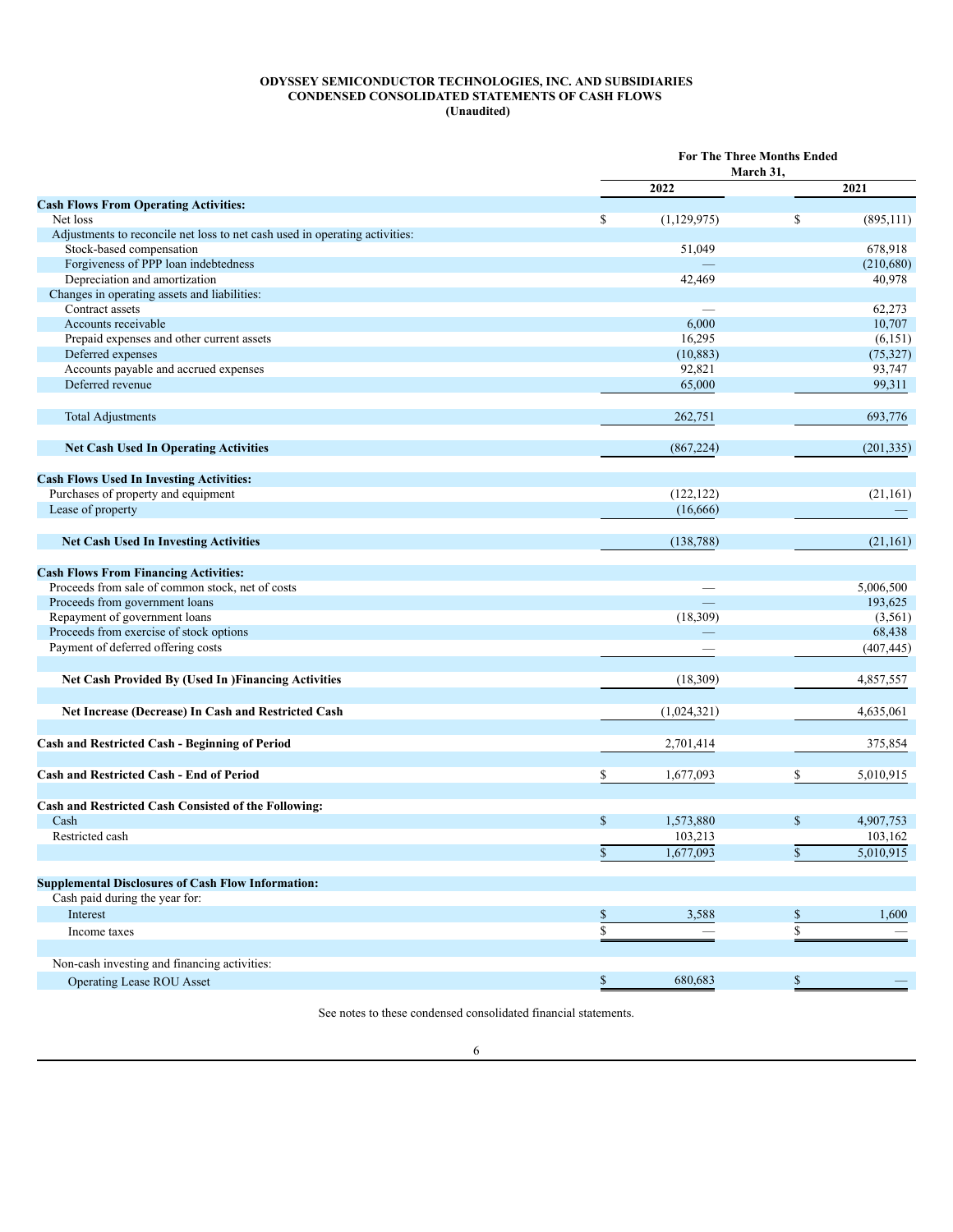**ODYSSEY SEMICONDUCTOR TECHNOLOGIES, INC. AND SUBSIDIARIES**
**CONDENSED CONSOLIDATED STATEMENTS OF CASH FLOWS**
**(Unaudited)**

| | For The Three Months Ended March 31, | |
|---|---|---|
| | 2022 | 2021 |
| **Cash Flows From Operating Activities:** | | |
| Net loss | $ (1,129,975) | $ (895,111) |
| Adjustments to reconcile net loss to net cash used in operating activities: | | |
| Stock-based compensation | 51,049 | 678,918 |
| Forgiveness of PPP loan indebtedness | — | (210,680) |
| Depreciation and amortization | 42,469 | 40,978 |
| Changes in operating assets and liabilities: | | |
| Contract assets | — | 62,273 |
| Accounts receivable | 6,000 | 10,707 |
| Prepaid expenses and other current assets | 16,295 | (6,151) |
| Deferred expenses | (10,883) | (75,327) |
| Accounts payable and accrued expenses | 92,821 | 93,747 |
| Deferred revenue | 65,000 | 99,311 |
| Total Adjustments | 262,751 | 693,776 |
| **Net Cash Used In Operating Activities** | (867,224) | (201,335) |
| **Cash Flows Used In Investing Activities:** | | |
| Purchases of property and equipment | (122,122) | (21,161) |
| Lease of property | (16,666) | — |
| **Net Cash Used In Investing Activities** | (138,788) | (21,161) |
| **Cash Flows From Financing Activities:** | | |
| Proceeds from sale of common stock, net of costs | — | 5,006,500 |
| Proceeds from government loans | — | 193,625 |
| Repayment of government loans | (18,309) | (3,561) |
| Proceeds from exercise of stock options | — | 68,438 |
| Payment of deferred offering costs | — | (407,445) |
| **Net Cash Provided By (Used In )Financing Activities** | (18,309) | 4,857,557 |
| **Net Increase (Decrease) In Cash and Restricted Cash** | (1,024,321) | 4,635,061 |
| **Cash and Restricted Cash - Beginning of Period** | 2,701,414 | 375,854 |
| **Cash and Restricted Cash - End of Period** | $ 1,677,093 | $ 5,010,915 |
| **Cash and Restricted Cash Consisted of the Following:** | | |
| Cash | $ 1,573,880 | $ 4,907,753 |
| Restricted cash | 103,213 | 103,162 |
| | $ 1,677,093 | $ 5,010,915 |
| **Supplemental Disclosures of Cash Flow Information:** | | |
| Cash paid during the year for: | | |
| Interest | $ 3,588 | $ 1,600 |
| Income taxes | $ — | $ — |
| Non-cash investing and financing activities: | | |
| Operating Lease ROU Asset | $ 680,683 | $ — |

See notes to these condensed consolidated financial statements.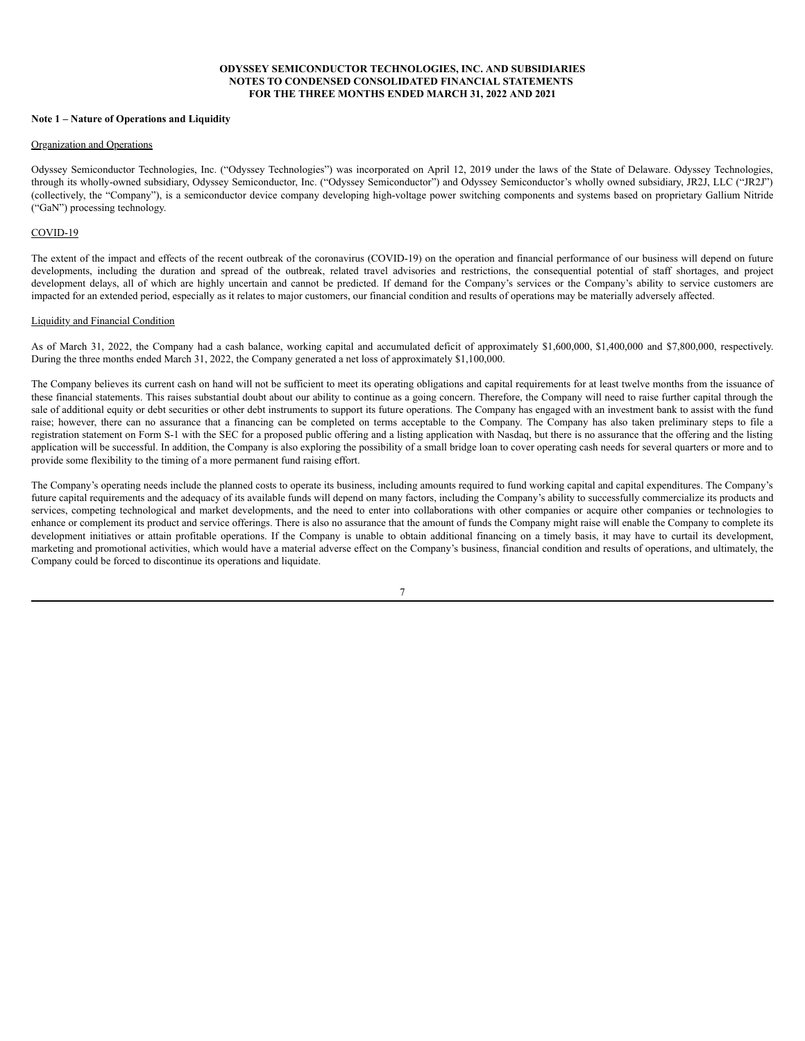**ODYSSEY SEMICONDUCTOR TECHNOLOGIES, INC. AND SUBSIDIARIES**
**NOTES TO CONDENSED CONSOLIDATED FINANCIAL STATEMENTS**
**FOR THE THREE MONTHS ENDED MARCH 31, 2022 AND 2021**

**Note 1 – Nature of Operations and Liquidity**

Organization and Operations

Odyssey Semiconductor Technologies, Inc. ("Odyssey Technologies") was incorporated on April 12, 2019 under the laws of the State of Delaware. Odyssey Technologies, through its wholly-owned subsidiary, Odyssey Semiconductor, Inc. ("Odyssey Semiconductor") and Odyssey Semiconductor's wholly owned subsidiary, JR2J, LLC ("JR2J") (collectively, the "Company"), is a semiconductor device company developing high-voltage power switching components and systems based on proprietary Gallium Nitride ("GaN") processing technology.

COVID-19

The extent of the impact and effects of the recent outbreak of the coronavirus (COVID-19) on the operation and financial performance of our business will depend on future developments, including the duration and spread of the outbreak, related travel advisories and restrictions, the consequential potential of staff shortages, and project development delays, all of which are highly uncertain and cannot be predicted. If demand for the Company's services or the Company's ability to service customers are impacted for an extended period, especially as it relates to major customers, our financial condition and results of operations may be materially adversely affected.

Liquidity and Financial Condition

As of March 31, 2022, the Company had a cash balance, working capital and accumulated deficit of approximately $1,600,000, $1,400,000 and $7,800,000, respectively. During the three months ended March 31, 2022, the Company generated a net loss of approximately $1,100,000.

The Company believes its current cash on hand will not be sufficient to meet its operating obligations and capital requirements for at least twelve months from the issuance of these financial statements. This raises substantial doubt about our ability to continue as a going concern. Therefore, the Company will need to raise further capital through the sale of additional equity or debt securities or other debt instruments to support its future operations. The Company has engaged with an investment bank to assist with the fund raise; however, there can no assurance that a financing can be completed on terms acceptable to the Company. The Company has also taken preliminary steps to file a registration statement on Form S-1 with the SEC for a proposed public offering and a listing application with Nasdaq, but there is no assurance that the offering and the listing application will be successful. In addition, the Company is also exploring the possibility of a small bridge loan to cover operating cash needs for several quarters or more and to provide some flexibility to the timing of a more permanent fund raising effort.

The Company's operating needs include the planned costs to operate its business, including amounts required to fund working capital and capital expenditures. The Company's future capital requirements and the adequacy of its available funds will depend on many factors, including the Company's ability to successfully commercialize its products and services, competing technological and market developments, and the need to enter into collaborations with other companies or acquire other companies or technologies to enhance or complement its product and service offerings. There is also no assurance that the amount of funds the Company might raise will enable the Company to complete its development initiatives or attain profitable operations. If the Company is unable to obtain additional financing on a timely basis, it may have to curtail its development, marketing and promotional activities, which would have a material adverse effect on the Company's business, financial condition and results of operations, and ultimately, the Company could be forced to discontinue its operations and liquidate.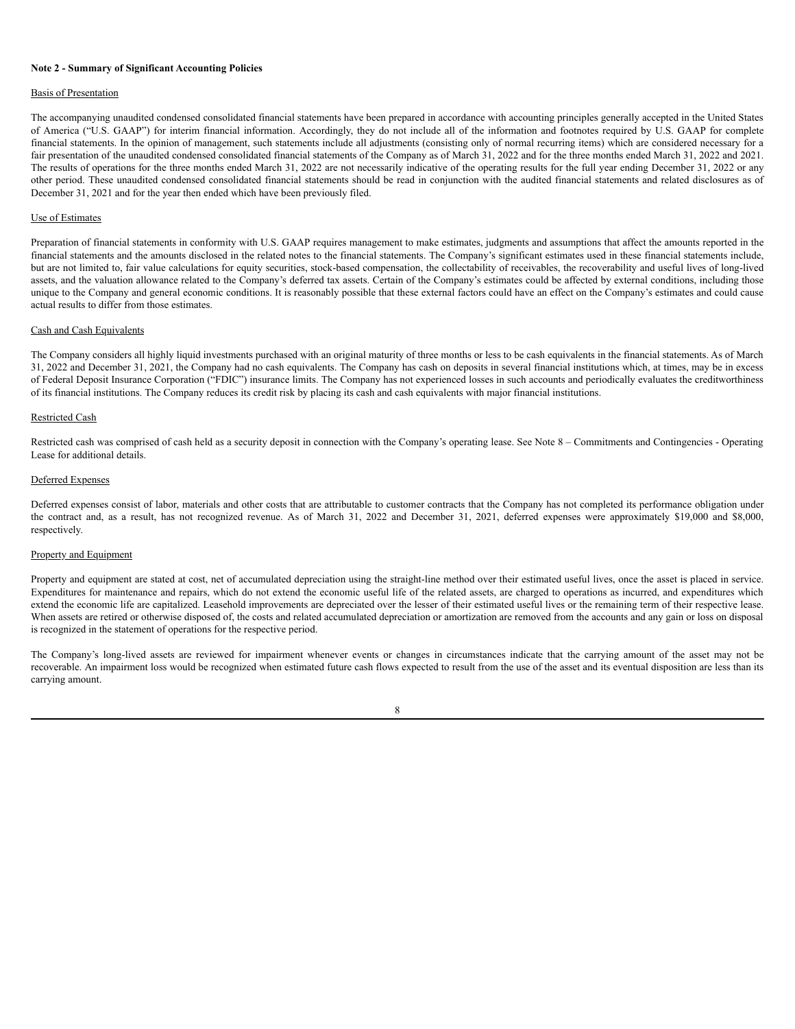**Note 2 - Summary of Significant Accounting Policies**

Basis of Presentation

The accompanying unaudited condensed consolidated financial statements have been prepared in accordance with accounting principles generally accepted in the United States of America ("U.S. GAAP") for interim financial information. Accordingly, they do not include all of the information and footnotes required by U.S. GAAP for complete financial statements. In the opinion of management, such statements include all adjustments (consisting only of normal recurring items) which are considered necessary for a fair presentation of the unaudited condensed consolidated financial statements of the Company as of March 31, 2022 and for the three months ended March 31, 2022 and 2021. The results of operations for the three months ended March 31, 2022 are not necessarily indicative of the operating results for the full year ending December 31, 2022 or any other period. These unaudited condensed consolidated financial statements should be read in conjunction with the audited financial statements and related disclosures as of December 31, 2021 and for the year then ended which have been previously filed.

Use of Estimates

Preparation of financial statements in conformity with U.S. GAAP requires management to make estimates, judgments and assumptions that affect the amounts reported in the financial statements and the amounts disclosed in the related notes to the financial statements. The Company's significant estimates used in these financial statements include, but are not limited to, fair value calculations for equity securities, stock-based compensation, the collectability of receivables, the recoverability and useful lives of long-lived assets, and the valuation allowance related to the Company's deferred tax assets. Certain of the Company's estimates could be affected by external conditions, including those unique to the Company and general economic conditions. It is reasonably possible that these external factors could have an effect on the Company's estimates and could cause actual results to differ from those estimates.

Cash and Cash Equivalents

The Company considers all highly liquid investments purchased with an original maturity of three months or less to be cash equivalents in the financial statements. As of March 31, 2022 and December 31, 2021, the Company had no cash equivalents. The Company has cash on deposits in several financial institutions which, at times, may be in excess of Federal Deposit Insurance Corporation ("FDIC") insurance limits. The Company has not experienced losses in such accounts and periodically evaluates the creditworthiness of its financial institutions. The Company reduces its credit risk by placing its cash and cash equivalents with major financial institutions.

Restricted Cash

Restricted cash was comprised of cash held as a security deposit in connection with the Company's operating lease. See Note 8 – Commitments and Contingencies - Operating Lease for additional details.

Deferred Expenses

Deferred expenses consist of labor, materials and other costs that are attributable to customer contracts that the Company has not completed its performance obligation under the contract and, as a result, has not recognized revenue. As of March 31, 2022 and December 31, 2021, deferred expenses were approximately $19,000 and $8,000, respectively.

Property and Equipment

Property and equipment are stated at cost, net of accumulated depreciation using the straight-line method over their estimated useful lives, once the asset is placed in service. Expenditures for maintenance and repairs, which do not extend the economic useful life of the related assets, are charged to operations as incurred, and expenditures which extend the economic life are capitalized. Leasehold improvements are depreciated over the lesser of their estimated useful lives or the remaining term of their respective lease. When assets are retired or otherwise disposed of, the costs and related accumulated depreciation or amortization are removed from the accounts and any gain or loss on disposal is recognized in the statement of operations for the respective period.

The Company's long-lived assets are reviewed for impairment whenever events or changes in circumstances indicate that the carrying amount of the asset may not be recoverable. An impairment loss would be recognized when estimated future cash flows expected to result from the use of the asset and its eventual disposition are less than its carrying amount.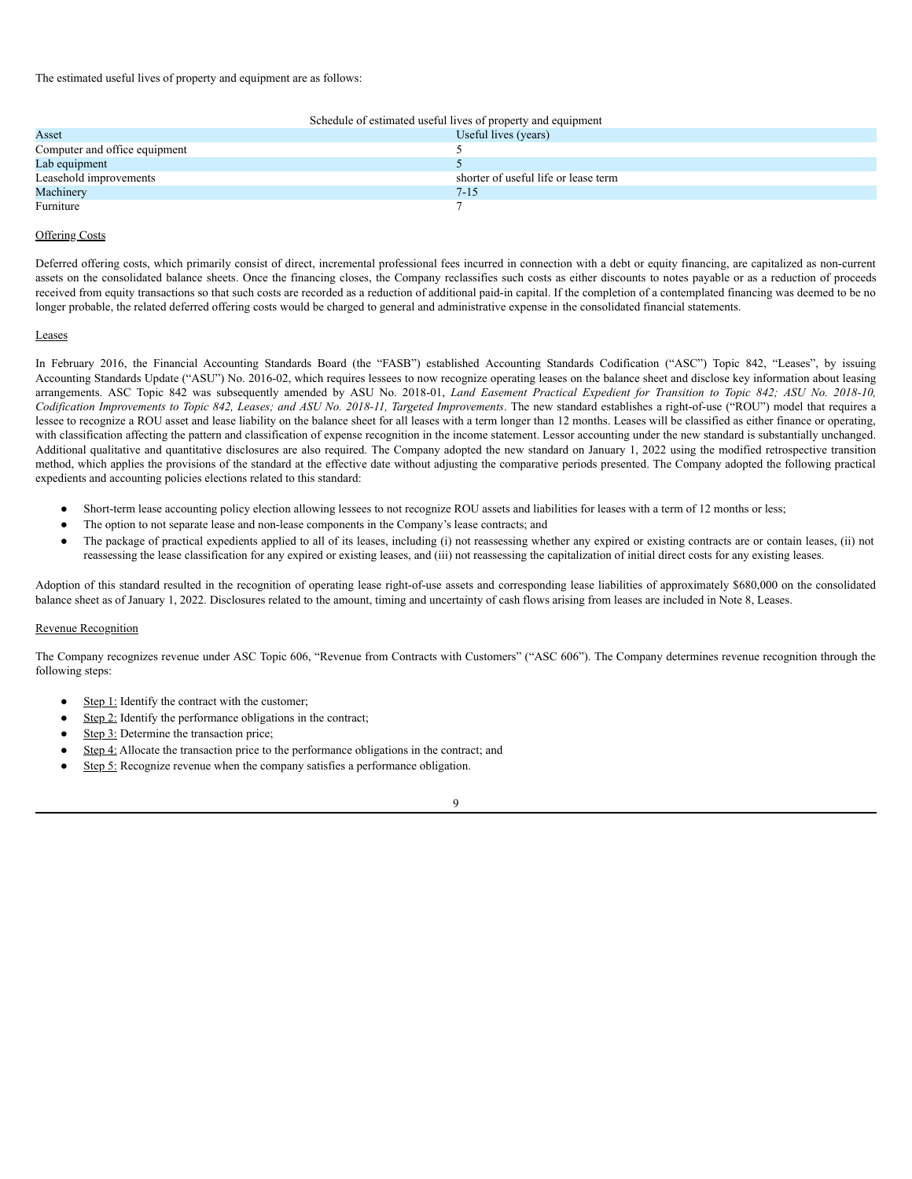The estimated useful lives of property and equipment are as follows:

Schedule of estimated useful lives of property and equipment

| Asset | Useful lives (years) |
| --- | --- |
| Computer and office equipment | 5 |
| Lab equipment | 5 |
| Leasehold improvements | shorter of useful life or lease term |
| Machinery | 7-15 |
| Furniture | 7 |

Offering Costs

Deferred offering costs, which primarily consist of direct, incremental professional fees incurred in connection with a debt or equity financing, are capitalized as non-current assets on the consolidated balance sheets. Once the financing closes, the Company reclassifies such costs as either discounts to notes payable or as a reduction of proceeds received from equity transactions so that such costs are recorded as a reduction of additional paid-in capital. If the completion of a contemplated financing was deemed to be no longer probable, the related deferred offering costs would be charged to general and administrative expense in the consolidated financial statements.

Leases

In February 2016, the Financial Accounting Standards Board (the "FASB") established Accounting Standards Codification ("ASC") Topic 842, "Leases", by issuing Accounting Standards Update ("ASU") No. 2016-02, which requires lessees to now recognize operating leases on the balance sheet and disclose key information about leasing arrangements. ASC Topic 842 was subsequently amended by ASU No. 2018-01, *Land Easement Practical Expedient for Transition to Topic 842; ASU No. 2018-10, Codification Improvements to Topic 842, Leases; and ASU No. 2018-11, Targeted Improvements*. The new standard establishes a right-of-use ("ROU") model that requires a lessee to recognize a ROU asset and lease liability on the balance sheet for all leases with a term longer than 12 months. Leases will be classified as either finance or operating, with classification affecting the pattern and classification of expense recognition in the income statement. Lessor accounting under the new standard is substantially unchanged. Additional qualitative and quantitative disclosures are also required. The Company adopted the new standard on January 1, 2022 using the modified retrospective transition method, which applies the provisions of the standard at the effective date without adjusting the comparative periods presented. The Company adopted the following practical expedients and accounting policies elections related to this standard:

- Short-term lease accounting policy election allowing lessees to not recognize ROU assets and liabilities for leases with a term of 12 months or less;
- The option to not separate lease and non-lease components in the Company's lease contracts; and
- The package of practical expedients applied to all of its leases, including (i) not reassessing whether any expired or existing contracts are or contain leases, (ii) not reassessing the lease classification for any expired or existing leases, and (iii) not reassessing the capitalization of initial direct costs for any existing leases.

Adoption of this standard resulted in the recognition of operating lease right-of-use assets and corresponding lease liabilities of approximately $680,000 on the consolidated balance sheet as of January 1, 2022. Disclosures related to the amount, timing and uncertainty of cash flows arising from leases are included in Note 8, Leases.

Revenue Recognition

The Company recognizes revenue under ASC Topic 606, "Revenue from Contracts with Customers" ("ASC 606"). The Company determines revenue recognition through the following steps:

- Step 1: Identify the contract with the customer;
- Step 2: Identify the performance obligations in the contract;
- Step 3: Determine the transaction price;
- Step 4: Allocate the transaction price to the performance obligations in the contract; and
- Step 5: Recognize revenue when the company satisfies a performance obligation.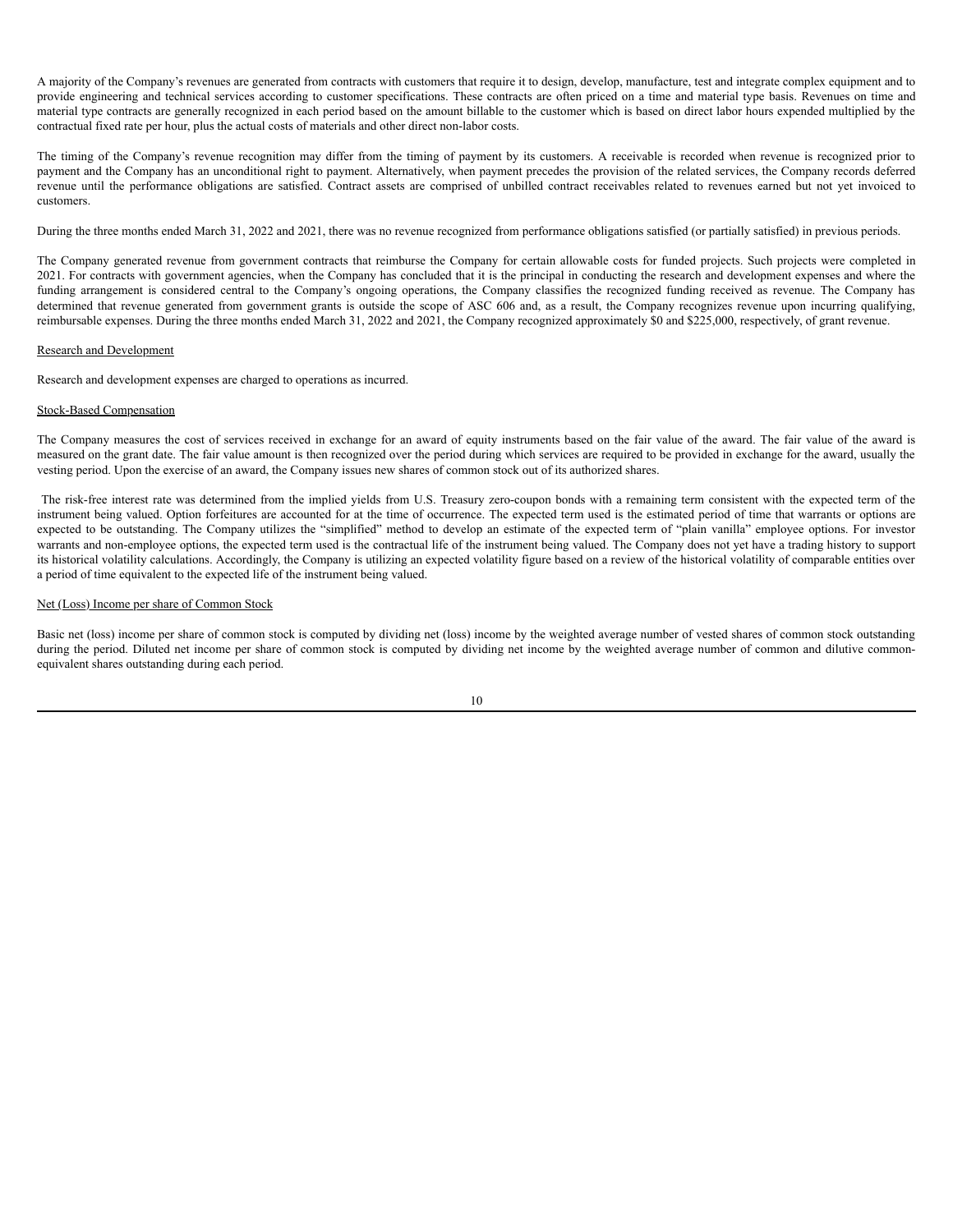A majority of the Company's revenues are generated from contracts with customers that require it to design, develop, manufacture, test and integrate complex equipment and to provide engineering and technical services according to customer specifications. These contracts are often priced on a time and material type basis. Revenues on time and material type contracts are generally recognized in each period based on the amount billable to the customer which is based on direct labor hours expended multiplied by the contractual fixed rate per hour, plus the actual costs of materials and other direct non-labor costs.

The timing of the Company's revenue recognition may differ from the timing of payment by its customers. A receivable is recorded when revenue is recognized prior to payment and the Company has an unconditional right to payment. Alternatively, when payment precedes the provision of the related services, the Company records deferred revenue until the performance obligations are satisfied. Contract assets are comprised of unbilled contract receivables related to revenues earned but not yet invoiced to customers.

During the three months ended March 31, 2022 and 2021, there was no revenue recognized from performance obligations satisfied (or partially satisfied) in previous periods.

The Company generated revenue from government contracts that reimburse the Company for certain allowable costs for funded projects. Such projects were completed in 2021. For contracts with government agencies, when the Company has concluded that it is the principal in conducting the research and development expenses and where the funding arrangement is considered central to the Company's ongoing operations, the Company classifies the recognized funding received as revenue. The Company has determined that revenue generated from government grants is outside the scope of ASC 606 and, as a result, the Company recognizes revenue upon incurring qualifying, reimbursable expenses. During the three months ended March 31, 2022 and 2021, the Company recognized approximately $0 and $225,000, respectively, of grant revenue.

Research and Development

Research and development expenses are charged to operations as incurred.

Stock-Based Compensation

The Company measures the cost of services received in exchange for an award of equity instruments based on the fair value of the award. The fair value of the award is measured on the grant date. The fair value amount is then recognized over the period during which services are required to be provided in exchange for the award, usually the vesting period. Upon the exercise of an award, the Company issues new shares of common stock out of its authorized shares.

The risk-free interest rate was determined from the implied yields from U.S. Treasury zero-coupon bonds with a remaining term consistent with the expected term of the instrument being valued. Option forfeitures are accounted for at the time of occurrence. The expected term used is the estimated period of time that warrants or options are expected to be outstanding. The Company utilizes the "simplified" method to develop an estimate of the expected term of "plain vanilla" employee options. For investor warrants and non-employee options, the expected term used is the contractual life of the instrument being valued. The Company does not yet have a trading history to support its historical volatility calculations. Accordingly, the Company is utilizing an expected volatility figure based on a review of the historical volatility of comparable entities over a period of time equivalent to the expected life of the instrument being valued.

Net (Loss) Income per share of Common Stock

Basic net (loss) income per share of common stock is computed by dividing net (loss) income by the weighted average number of vested shares of common stock outstanding during the period. Diluted net income per share of common stock is computed by dividing net income by the weighted average number of common and dilutive common-equivalent shares outstanding during each period.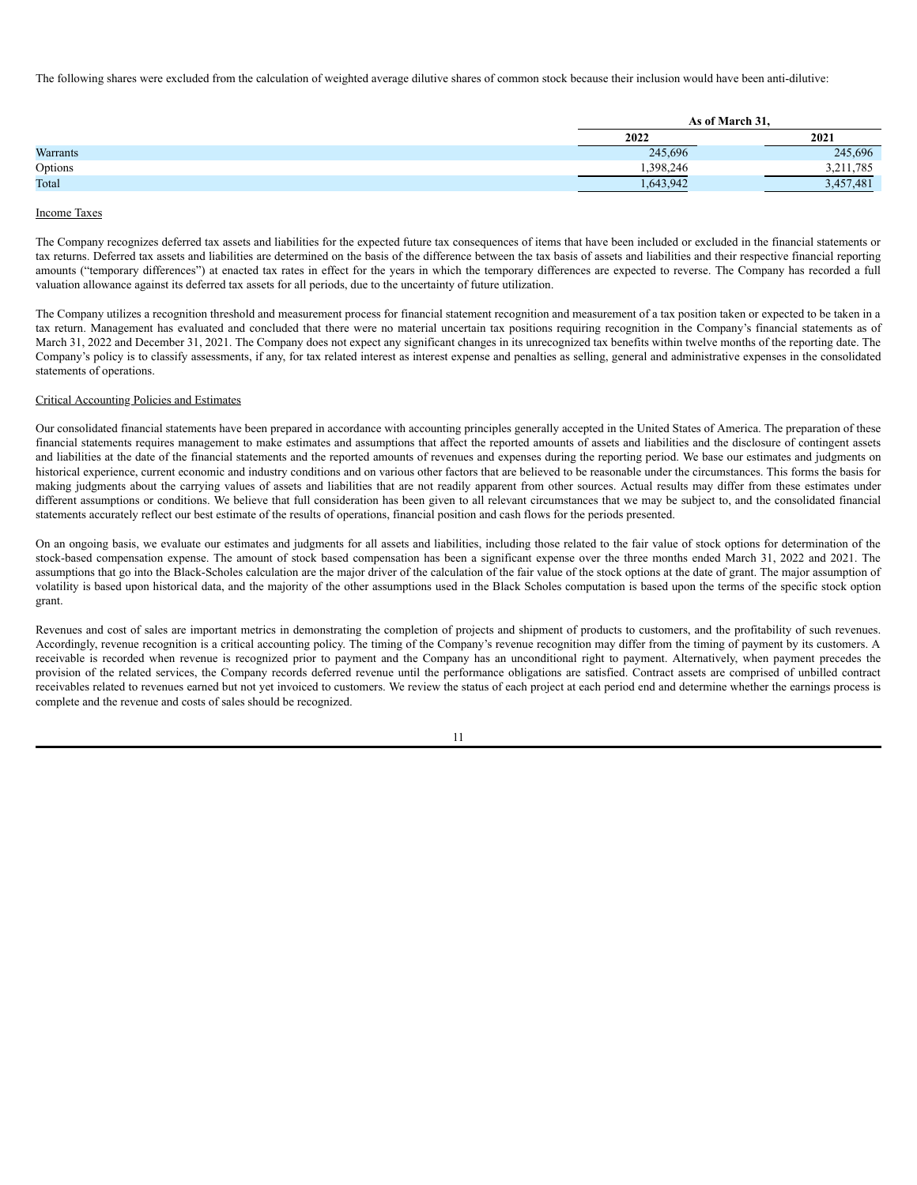The following shares were excluded from the calculation of weighted average dilutive shares of common stock because their inclusion would have been anti-dilutive:

| | As of March 31, | |
|---|---|---|
| | 2022 | 2021 |
| Warrants | 245,696 | 245,696 |
| Options | 1,398,246 | 3,211,785 |
| Total | 1,643,942 | 3,457,481 |

Income Taxes

The Company recognizes deferred tax assets and liabilities for the expected future tax consequences of items that have been included or excluded in the financial statements or tax returns. Deferred tax assets and liabilities are determined on the basis of the difference between the tax basis of assets and liabilities and their respective financial reporting amounts ("temporary differences") at enacted tax rates in effect for the years in which the temporary differences are expected to reverse. The Company has recorded a full valuation allowance against its deferred tax assets for all periods, due to the uncertainty of future utilization.

The Company utilizes a recognition threshold and measurement process for financial statement recognition and measurement of a tax position taken or expected to be taken in a tax return. Management has evaluated and concluded that there were no material uncertain tax positions requiring recognition in the Company's financial statements as of March 31, 2022 and December 31, 2021. The Company does not expect any significant changes in its unrecognized tax benefits within twelve months of the reporting date. The Company's policy is to classify assessments, if any, for tax related interest as interest expense and penalties as selling, general and administrative expenses in the consolidated statements of operations.

Critical Accounting Policies and Estimates

Our consolidated financial statements have been prepared in accordance with accounting principles generally accepted in the United States of America. The preparation of these financial statements requires management to make estimates and assumptions that affect the reported amounts of assets and liabilities and the disclosure of contingent assets and liabilities at the date of the financial statements and the reported amounts of revenues and expenses during the reporting period. We base our estimates and judgments on historical experience, current economic and industry conditions and on various other factors that are believed to be reasonable under the circumstances. This forms the basis for making judgments about the carrying values of assets and liabilities that are not readily apparent from other sources. Actual results may differ from these estimates under different assumptions or conditions. We believe that full consideration has been given to all relevant circumstances that we may be subject to, and the consolidated financial statements accurately reflect our best estimate of the results of operations, financial position and cash flows for the periods presented.

On an ongoing basis, we evaluate our estimates and judgments for all assets and liabilities, including those related to the fair value of stock options for determination of the stock-based compensation expense. The amount of stock based compensation has been a significant expense over the three months ended March 31, 2022 and 2021. The assumptions that go into the Black-Scholes calculation are the major driver of the calculation of the fair value of the stock options at the date of grant. The major assumption of volatility is based upon historical data, and the majority of the other assumptions used in the Black Scholes computation is based upon the terms of the specific stock option grant.

Revenues and cost of sales are important metrics in demonstrating the completion of projects and shipment of products to customers, and the profitability of such revenues. Accordingly, revenue recognition is a critical accounting policy. The timing of the Company's revenue recognition may differ from the timing of payment by its customers. A receivable is recorded when revenue is recognized prior to payment and the Company has an unconditional right to payment. Alternatively, when payment precedes the provision of the related services, the Company records deferred revenue until the performance obligations are satisfied. Contract assets are comprised of unbilled contract receivables related to revenues earned but not yet invoiced to customers. We review the status of each project at each period end and determine whether the earnings process is complete and the revenue and costs of sales should be recognized.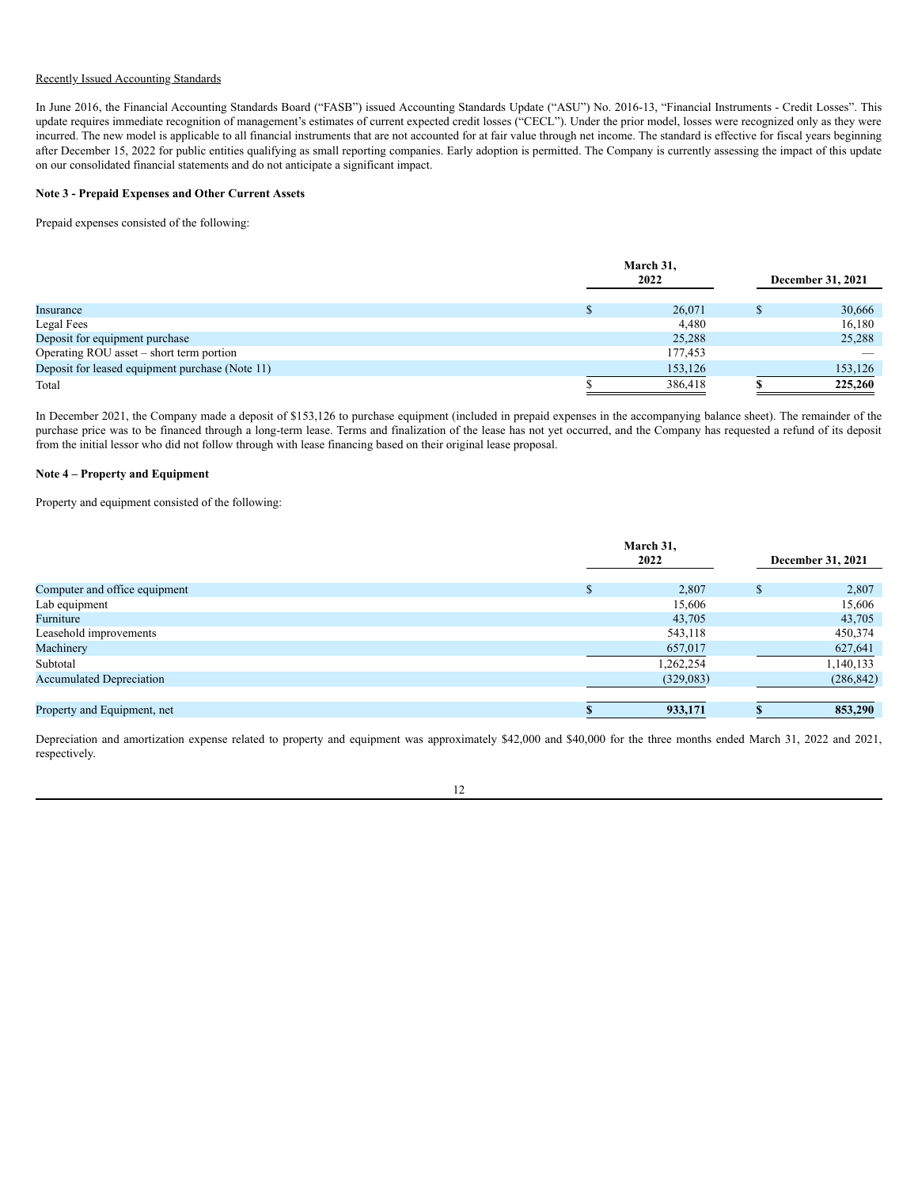Recently Issued Accounting Standards

In June 2016, the Financial Accounting Standards Board ("FASB") issued Accounting Standards Update ("ASU") No. 2016-13, "Financial Instruments - Credit Losses". This update requires immediate recognition of management's estimates of current expected credit losses ("CECL"). Under the prior model, losses were recognized only as they were incurred. The new model is applicable to all financial instruments that are not accounted for at fair value through net income. The standard is effective for fiscal years beginning after December 15, 2022 for public entities qualifying as small reporting companies. Early adoption is permitted. The Company is currently assessing the impact of this update on our consolidated financial statements and do not anticipate a significant impact.

**Note 3 - Prepaid Expenses and Other Current Assets**

Prepaid expenses consisted of the following:

| | March 31, 2022 | December 31, 2021 |
|---|---|---|
| Insurance | $ 26,071 | $ 30,666 |
| Legal Fees | 4,480 | 16,180 |
| Deposit for equipment purchase | 25,288 | 25,288 |
| Operating ROU asset – short term portion | 177,453 | — |
| Deposit for leased equipment purchase (Note 11) | 153,126 | 153,126 |
| Total | $ 386,418 | **$ 225,260** |

In December 2021, the Company made a deposit of $153,126 to purchase equipment (included in prepaid expenses in the accompanying balance sheet). The remainder of the purchase price was to be financed through a long-term lease. Terms and finalization of the lease has not yet occurred, and the Company has requested a refund of its deposit from the initial lessor who did not follow through with lease financing based on their original lease proposal.

**Note 4 – Property and Equipment**

Property and equipment consisted of the following:

| | March 31, 2022 | December 31, 2021 |
|---|---|---|
| Computer and office equipment | $ 2,807 | $ 2,807 |
| Lab equipment | 15,606 | 15,606 |
| Furniture | 43,705 | 43,705 |
| Leasehold improvements | 543,118 | 450,374 |
| Machinery | 657,017 | 627,641 |
| Subtotal | 1,262,254 | 1,140,133 |
| Accumulated Depreciation | (329,083) | (286,842) |
| Property and Equipment, net | **$ 933,171** | **$ 853,290** |

Depreciation and amortization expense related to property and equipment was approximately $42,000 and $40,000 for the three months ended March 31, 2022 and 2021, respectively.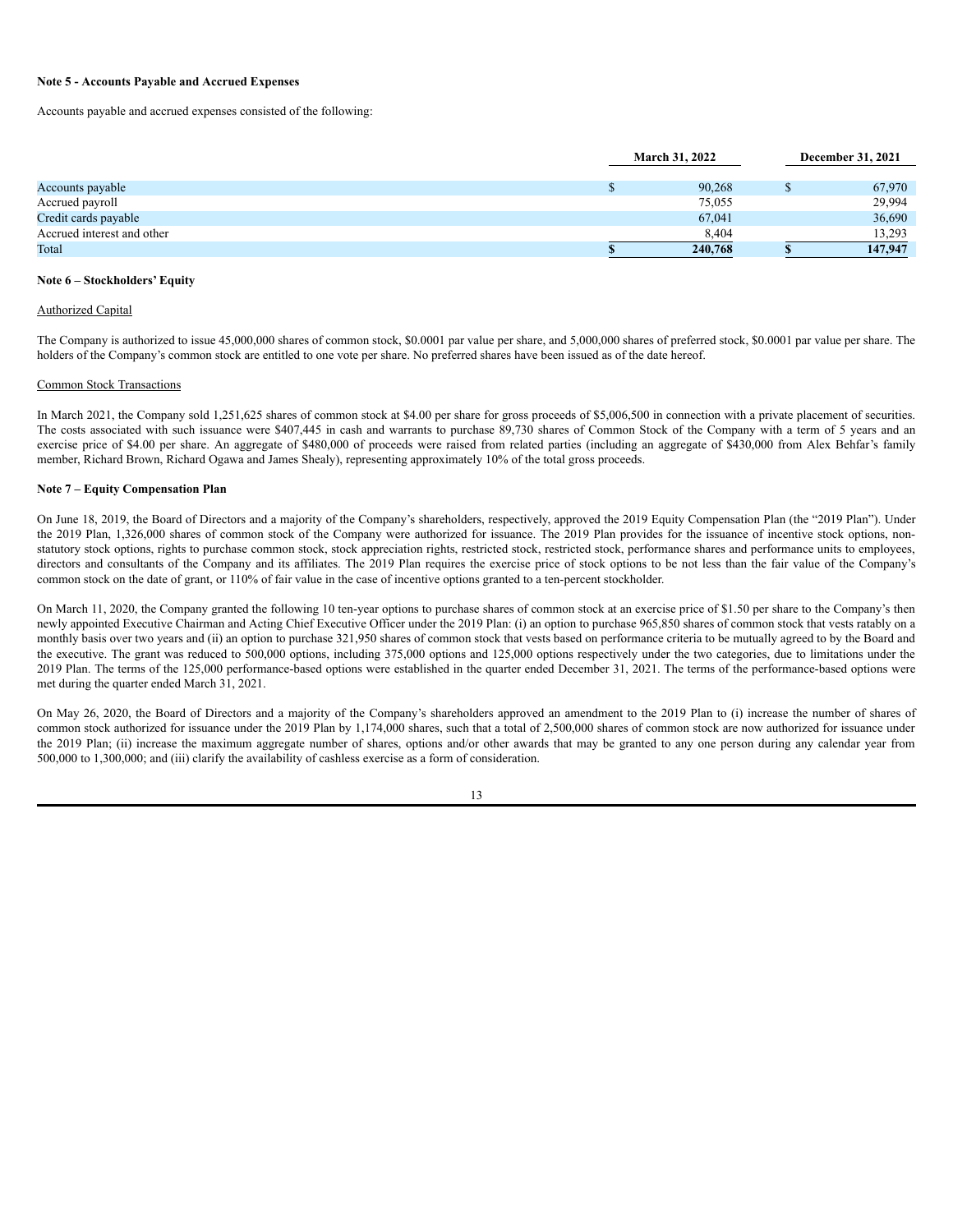**Note 5 - Accounts Payable and Accrued Expenses**

Accounts payable and accrued expenses consisted of the following:

| | March 31, 2022 | December 31, 2021 |
|---|---|---|
| Accounts payable | $ 90,268 | $ 67,970 |
| Accrued payroll | 75,055 | 29,994 |
| Credit cards payable | 67,041 | 36,690 |
| Accrued interest and other | 8,404 | 13,293 |
| Total | **$ 240,768** | **$ 147,947** |

**Note 6 – Stockholders' Equity**

Authorized Capital

The Company is authorized to issue 45,000,000 shares of common stock, $0.0001 par value per share, and 5,000,000 shares of preferred stock, $0.0001 par value per share. The holders of the Company's common stock are entitled to one vote per share. No preferred shares have been issued as of the date hereof.

Common Stock Transactions

In March 2021, the Company sold 1,251,625 shares of common stock at $4.00 per share for gross proceeds of $5,006,500 in connection with a private placement of securities. The costs associated with such issuance were $407,445 in cash and warrants to purchase 89,730 shares of Common Stock of the Company with a term of 5 years and an exercise price of $4.00 per share. An aggregate of $480,000 of proceeds were raised from related parties (including an aggregate of $430,000 from Alex Behfar's family member, Richard Brown, Richard Ogawa and James Shealy), representing approximately 10% of the total gross proceeds.

**Note 7 – Equity Compensation Plan**

On June 18, 2019, the Board of Directors and a majority of the Company's shareholders, respectively, approved the 2019 Equity Compensation Plan (the "2019 Plan"). Under the 2019 Plan, 1,326,000 shares of common stock of the Company were authorized for issuance. The 2019 Plan provides for the issuance of incentive stock options, non-statutory stock options, rights to purchase common stock, stock appreciation rights, restricted stock, restricted stock, performance shares and performance units to employees, directors and consultants of the Company and its affiliates. The 2019 Plan requires the exercise price of stock options to be not less than the fair value of the Company's common stock on the date of grant, or 110% of fair value in the case of incentive options granted to a ten-percent stockholder.

On March 11, 2020, the Company granted the following 10 ten-year options to purchase shares of common stock at an exercise price of $1.50 per share to the Company's then newly appointed Executive Chairman and Acting Chief Executive Officer under the 2019 Plan: (i) an option to purchase 965,850 shares of common stock that vests ratably on a monthly basis over two years and (ii) an option to purchase 321,950 shares of common stock that vests based on performance criteria to be mutually agreed to by the Board and the executive. The grant was reduced to 500,000 options, including 375,000 options and 125,000 options respectively under the two categories, due to limitations under the 2019 Plan. The terms of the 125,000 performance-based options were established in the quarter ended December 31, 2021. The terms of the performance-based options were met during the quarter ended March 31, 2021.

On May 26, 2020, the Board of Directors and a majority of the Company's shareholders approved an amendment to the 2019 Plan to (i) increase the number of shares of common stock authorized for issuance under the 2019 Plan by 1,174,000 shares, such that a total of 2,500,000 shares of common stock are now authorized for issuance under the 2019 Plan; (ii) increase the maximum aggregate number of shares, options and/or other awards that may be granted to any one person during any calendar year from 500,000 to 1,300,000; and (iii) clarify the availability of cashless exercise as a form of consideration.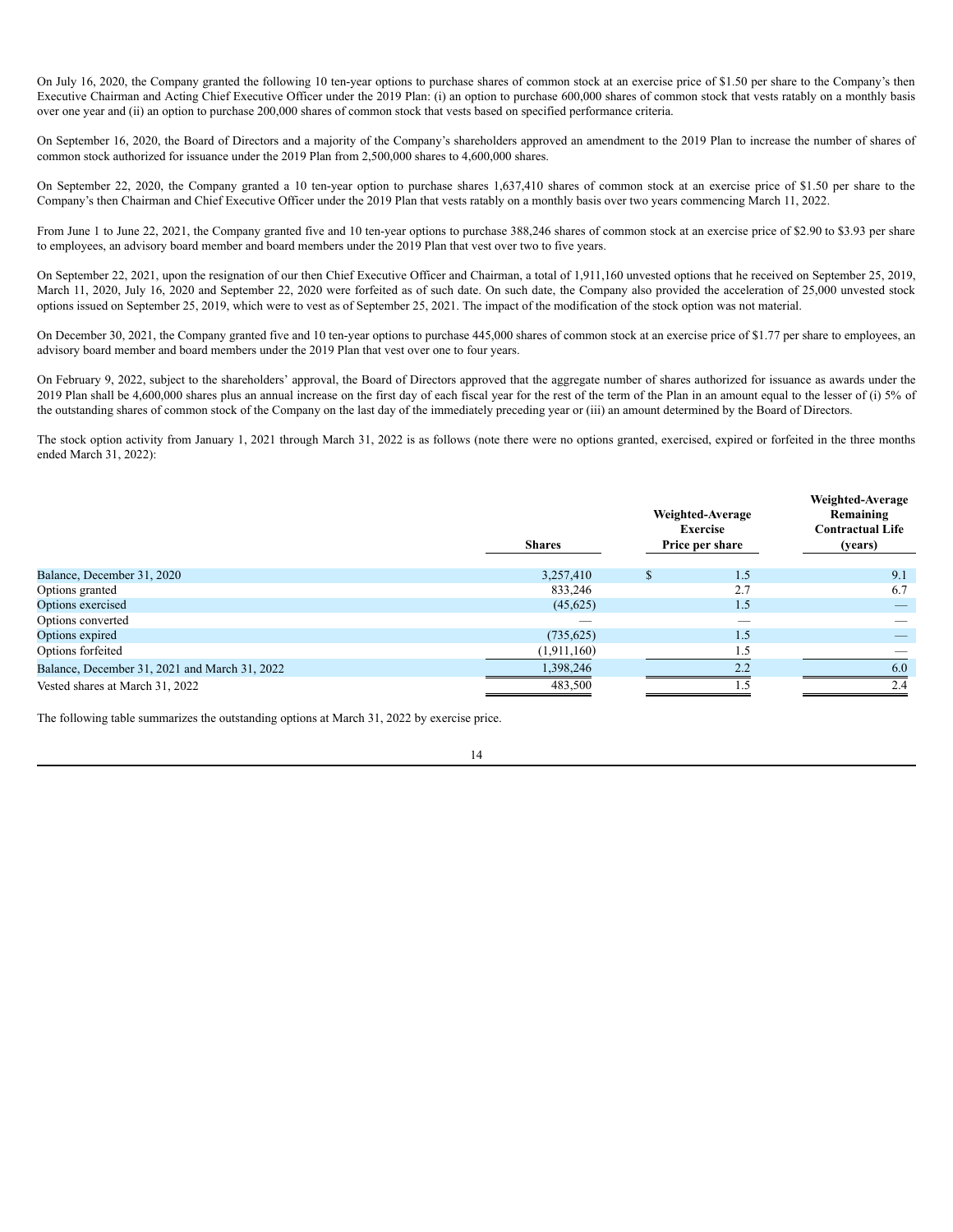On July 16, 2020, the Company granted the following 10 ten-year options to purchase shares of common stock at an exercise price of $1.50 per share to the Company's then Executive Chairman and Acting Chief Executive Officer under the 2019 Plan: (i) an option to purchase 600,000 shares of common stock that vests ratably on a monthly basis over one year and (ii) an option to purchase 200,000 shares of common stock that vests based on specified performance criteria.

On September 16, 2020, the Board of Directors and a majority of the Company's shareholders approved an amendment to the 2019 Plan to increase the number of shares of common stock authorized for issuance under the 2019 Plan from 2,500,000 shares to 4,600,000 shares.

On September 22, 2020, the Company granted a 10 ten-year option to purchase shares 1,637,410 shares of common stock at an exercise price of $1.50 per share to the Company's then Chairman and Chief Executive Officer under the 2019 Plan that vests ratably on a monthly basis over two years commencing March 11, 2022.

From June 1 to June 22, 2021, the Company granted five and 10 ten-year options to purchase 388,246 shares of common stock at an exercise price of $2.90 to $3.93 per share to employees, an advisory board member and board members under the 2019 Plan that vest over two to five years.

On September 22, 2021, upon the resignation of our then Chief Executive Officer and Chairman, a total of 1,911,160 unvested options that he received on September 25, 2019, March 11, 2020, July 16, 2020 and September 22, 2020 were forfeited as of such date. On such date, the Company also provided the acceleration of 25,000 unvested stock options issued on September 25, 2019, which were to vest as of September 25, 2021. The impact of the modification of the stock option was not material.

On December 30, 2021, the Company granted five and 10 ten-year options to purchase 445,000 shares of common stock at an exercise price of $1.77 per share to employees, an advisory board member and board members under the 2019 Plan that vest over one to four years.

On February 9, 2022, subject to the shareholders' approval, the Board of Directors approved that the aggregate number of shares authorized for issuance as awards under the 2019 Plan shall be 4,600,000 shares plus an annual increase on the first day of each fiscal year for the rest of the term of the Plan in an amount equal to the lesser of (i) 5% of the outstanding shares of common stock of the Company on the last day of the immediately preceding year or (iii) an amount determined by the Board of Directors.

The stock option activity from January 1, 2021 through March 31, 2022 is as follows (note there were no options granted, exercised, expired or forfeited in the three months ended March 31, 2022):

| | Shares | Weighted-Average Exercise Price per share | Weighted-Average Remaining Contractual Life (years) |
|---|---|---|---|
| Balance, December 31, 2020 | 3,257,410 | $ 1.5 | 9.1 |
| Options granted | 833,246 | 2.7 | 6.7 |
| Options exercised | (45,625) | 1.5 | — |
| Options converted | — | — | — |
| Options expired | (735,625) | 1.5 | — |
| Options forfeited | (1,911,160) | 1.5 | — |
| Balance, December 31, 2021 and March 31, 2022 | 1,398,246 | 2.2 | 6.0 |
| Vested shares at March 31, 2022 | 483,500 | 1.5 | 2.4 |

The following table summarizes the outstanding options at March 31, 2022 by exercise price.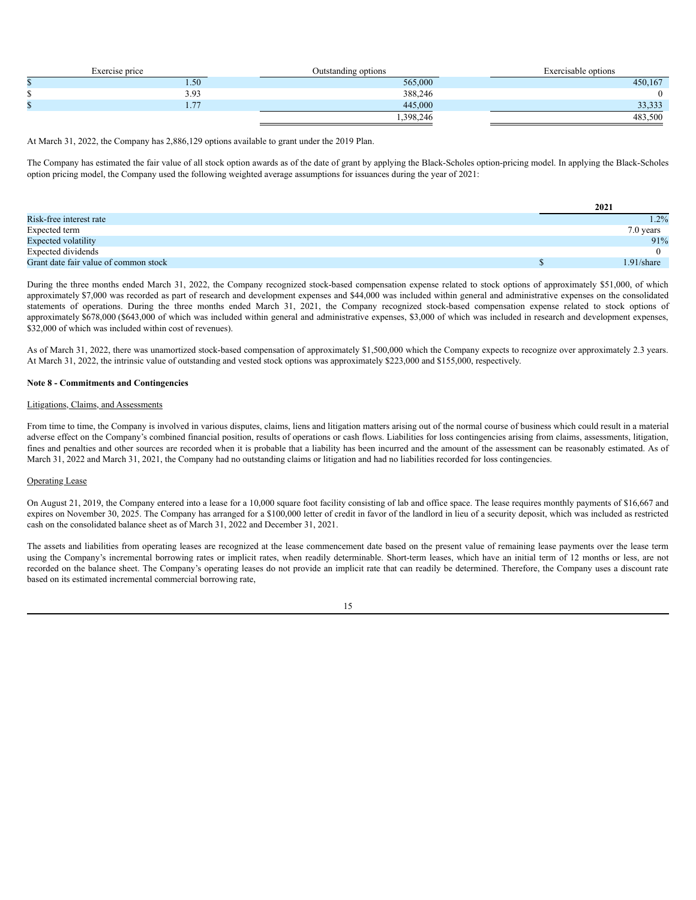| Exercise price | Outstanding options | Exercisable options |
|---|---|---|
| $ 1.50 | 565,000 | 450,167 |
| $ 3.93 | 388,246 | 0 |
| $ 1.77 | 445,000 | 33,333 |
| | 1,398,246 | 483,500 |

At March 31, 2022, the Company has 2,886,129 options available to grant under the 2019 Plan.

The Company has estimated the fair value of all stock option awards as of the date of grant by applying the Black-Scholes option-pricing model. In applying the Black-Scholes option pricing model, the Company used the following weighted average assumptions for issuances during the year of 2021:

| | 2021 |
|---|---|
| Risk-free interest rate | 1.2% |
| Expected term | 7.0 years |
| Expected volatility | 91% |
| Expected dividends | 0 |
| Grant date fair value of common stock | $ 1.91/share |

During the three months ended March 31, 2022, the Company recognized stock-based compensation expense related to stock options of approximately $51,000, of which approximately $7,000 was recorded as part of research and development expenses and $44,000 was included within general and administrative expenses on the consolidated statements of operations. During the three months ended March 31, 2021, the Company recognized stock-based compensation expense related to stock options of approximately $678,000 ($643,000 of which was included within general and administrative expenses, $3,000 of which was included in research and development expenses, $32,000 of which was included within cost of revenues).

As of March 31, 2022, there was unamortized stock-based compensation of approximately $1,500,000 which the Company expects to recognize over approximately 2.3 years. At March 31, 2022, the intrinsic value of outstanding and vested stock options was approximately $223,000 and $155,000, respectively.

**Note 8 - Commitments and Contingencies**

Litigations, Claims, and Assessments

From time to time, the Company is involved in various disputes, claims, liens and litigation matters arising out of the normal course of business which could result in a material adverse effect on the Company's combined financial position, results of operations or cash flows. Liabilities for loss contingencies arising from claims, assessments, litigation, fines and penalties and other sources are recorded when it is probable that a liability has been incurred and the amount of the assessment can be reasonably estimated. As of March 31, 2022 and March 31, 2021, the Company had no outstanding claims or litigation and had no liabilities recorded for loss contingencies.

Operating Lease

On August 21, 2019, the Company entered into a lease for a 10,000 square foot facility consisting of lab and office space. The lease requires monthly payments of $16,667 and expires on November 30, 2025. The Company has arranged for a $100,000 letter of credit in favor of the landlord in lieu of a security deposit, which was included as restricted cash on the consolidated balance sheet as of March 31, 2022 and December 31, 2021.

The assets and liabilities from operating leases are recognized at the lease commencement date based on the present value of remaining lease payments over the lease term using the Company's incremental borrowing rates or implicit rates, when readily determinable. Short-term leases, which have an initial term of 12 months or less, are not recorded on the balance sheet. The Company's operating leases do not provide an implicit rate that can readily be determined. Therefore, the Company uses a discount rate based on its estimated incremental commercial borrowing rate,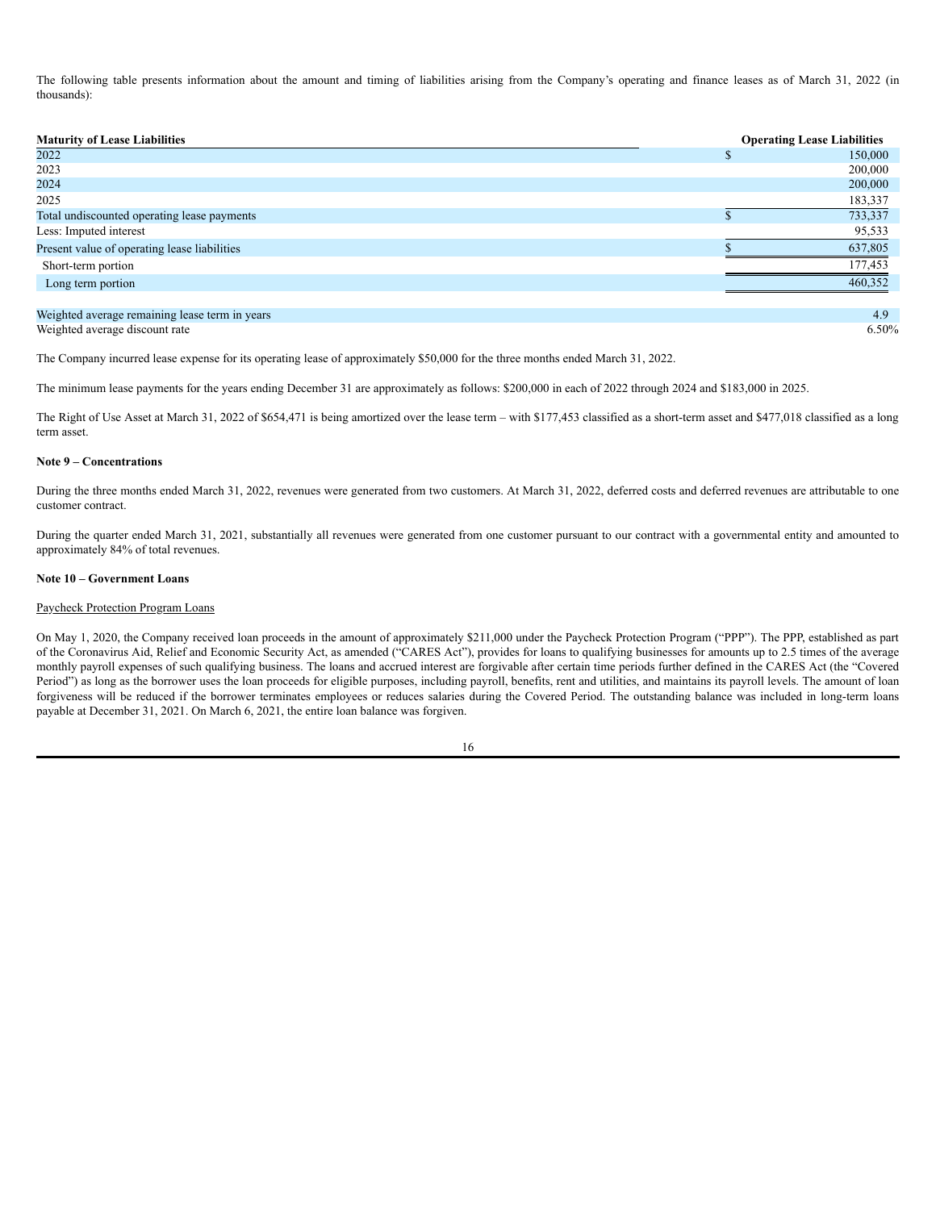The following table presents information about the amount and timing of liabilities arising from the Company's operating and finance leases as of March 31, 2022 (in thousands):

| Maturity of Lease Liabilities | Operating Lease Liabilities |
|---|---|
| 2022 | $ 150,000 |
| 2023 | 200,000 |
| 2024 | 200,000 |
| 2025 | 183,337 |
| Total undiscounted operating lease payments | $ 733,337 |
| Less: Imputed interest | 95,533 |
| Present value of operating lease liabilities | $ 637,805 |
| Short-term portion | 177,453 |
| Long term portion | 460,352 |
| | |
| Weighted average remaining lease term in years | 4.9 |
| Weighted average discount rate | 6.50% |

The Company incurred lease expense for its operating lease of approximately $50,000 for the three months ended March 31, 2022.

The minimum lease payments for the years ending December 31 are approximately as follows: $200,000 in each of 2022 through 2024 and $183,000 in 2025.

The Right of Use Asset at March 31, 2022 of $654,471 is being amortized over the lease term – with $177,453 classified as a short-term asset and $477,018 classified as a long term asset.

**Note 9 – Concentrations**

During the three months ended March 31, 2022, revenues were generated from two customers. At March 31, 2022, deferred costs and deferred revenues are attributable to one customer contract.

During the quarter ended March 31, 2021, substantially all revenues were generated from one customer pursuant to our contract with a governmental entity and amounted to approximately 84% of total revenues.

**Note 10 – Government Loans**

Paycheck Protection Program Loans

On May 1, 2020, the Company received loan proceeds in the amount of approximately $211,000 under the Paycheck Protection Program ("PPP"). The PPP, established as part of the Coronavirus Aid, Relief and Economic Security Act, as amended ("CARES Act"), provides for loans to qualifying businesses for amounts up to 2.5 times of the average monthly payroll expenses of such qualifying business. The loans and accrued interest are forgivable after certain time periods further defined in the CARES Act (the "Covered Period") as long as the borrower uses the loan proceeds for eligible purposes, including payroll, benefits, rent and utilities, and maintains its payroll levels. The amount of loan forgiveness will be reduced if the borrower terminates employees or reduces salaries during the Covered Period. The outstanding balance was included in long-term loans payable at December 31, 2021. On March 6, 2021, the entire loan balance was forgiven.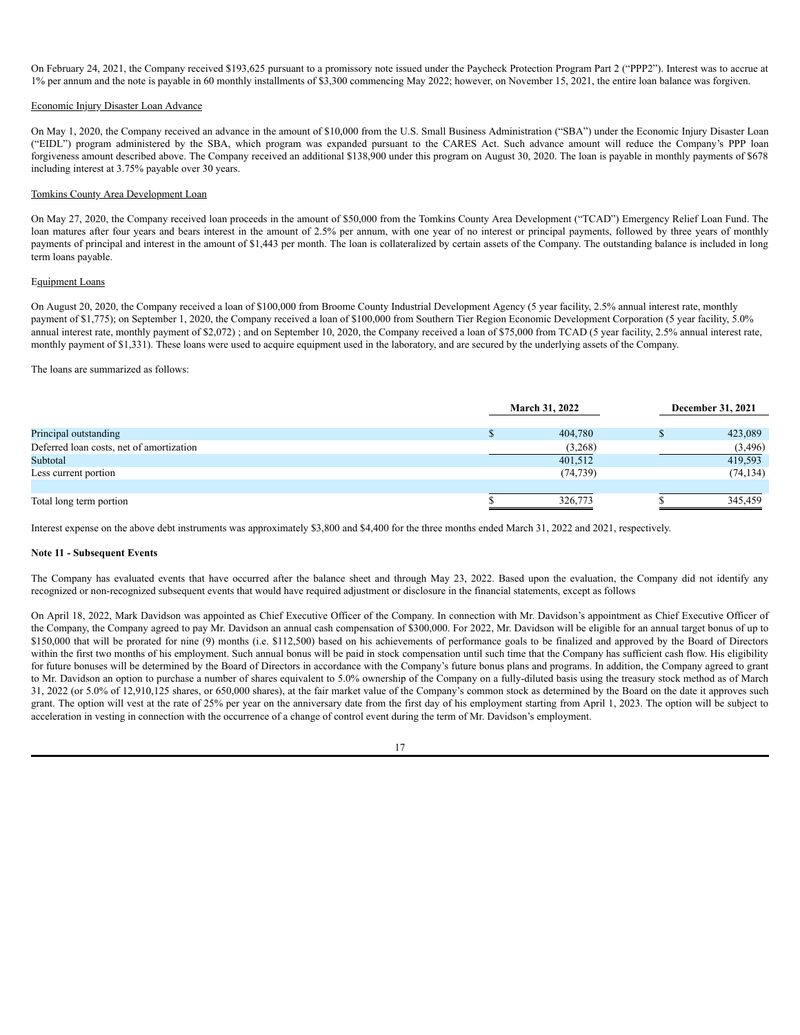On February 24, 2021, the Company received $193,625 pursuant to a promissory note issued under the Paycheck Protection Program Part 2 ("PPP2"). Interest was to accrue at 1% per annum and the note is payable in 60 monthly installments of $3,300 commencing May 2022; however, on November 15, 2021, the entire loan balance was forgiven.

Economic Injury Disaster Loan Advance

On May 1, 2020, the Company received an advance in the amount of $10,000 from the U.S. Small Business Administration ("SBA") under the Economic Injury Disaster Loan ("EIDL") program administered by the SBA, which program was expanded pursuant to the CARES Act. Such advance amount will reduce the Company's PPP loan forgiveness amount described above. The Company received an additional $138,900 under this program on August 30, 2020. The loan is payable in monthly payments of $678 including interest at 3.75% payable over 30 years.

Tomkins County Area Development Loan

On May 27, 2020, the Company received loan proceeds in the amount of $50,000 from the Tomkins County Area Development ("TCAD") Emergency Relief Loan Fund. The loan matures after four years and bears interest in the amount of 2.5% per annum, with one year of no interest or principal payments, followed by three years of monthly payments of principal and interest in the amount of $1,443 per month. The loan is collateralized by certain assets of the Company. The outstanding balance is included in long term loans payable.

Equipment Loans

On August 20, 2020, the Company received a loan of $100,000 from Broome County Industrial Development Agency (5 year facility, 2.5% annual interest rate, monthly payment of $1,775); on September 1, 2020, the Company received a loan of $100,000 from Southern Tier Region Economic Development Corporation (5 year facility, 5.0% annual interest rate, monthly payment of $2,072) ; and on September 10, 2020, the Company received a loan of $75,000 from TCAD (5 year facility, 2.5% annual interest rate, monthly payment of $1,331). These loans were used to acquire equipment used in the laboratory, and are secured by the underlying assets of the Company.

The loans are summarized as follows:

| | March 31, 2022 | December 31, 2021 |
|---|---|---|
| Principal outstanding | $ 404,780 | $ 423,089 |
| Deferred loan costs, net of amortization | (3,268) | (3,496) |
| Subtotal | 401,512 | 419,593 |
| Less current portion | (74,739) | (74,134) |
| Total long term portion | $ 326,773 | $ 345,459 |

Interest expense on the above debt instruments was approximately $3,800 and $4,400 for the three months ended March 31, 2022 and 2021, respectively.

**Note 11 - Subsequent Events**

The Company has evaluated events that have occurred after the balance sheet and through May 23, 2022. Based upon the evaluation, the Company did not identify any recognized or non-recognized subsequent events that would have required adjustment or disclosure in the financial statements, except as follows

On April 18, 2022, Mark Davidson was appointed as Chief Executive Officer of the Company. In connection with Mr. Davidson's appointment as Chief Executive Officer of the Company, the Company agreed to pay Mr. Davidson an annual cash compensation of $300,000. For 2022, Mr. Davidson will be eligible for an annual target bonus of up to $150,000 that will be prorated for nine (9) months (i.e. $112,500) based on his achievements of performance goals to be finalized and approved by the Board of Directors within the first two months of his employment. Such annual bonus will be paid in stock compensation until such time that the Company has sufficient cash flow. His eligibility for future bonuses will be determined by the Board of Directors in accordance with the Company's future bonus plans and programs. In addition, the Company agreed to grant to Mr. Davidson an option to purchase a number of shares equivalent to 5.0% ownership of the Company on a fully-diluted basis using the treasury stock method as of March 31, 2022 (or 5.0% of 12,910,125 shares, or 650,000 shares), at the fair market value of the Company's common stock as determined by the Board on the date it approves such grant. The option will vest at the rate of 25% per year on the anniversary date from the first day of his employment starting from April 1, 2023. The option will be subject to acceleration in vesting in connection with the occurrence of a change of control event during the term of Mr. Davidson's employment.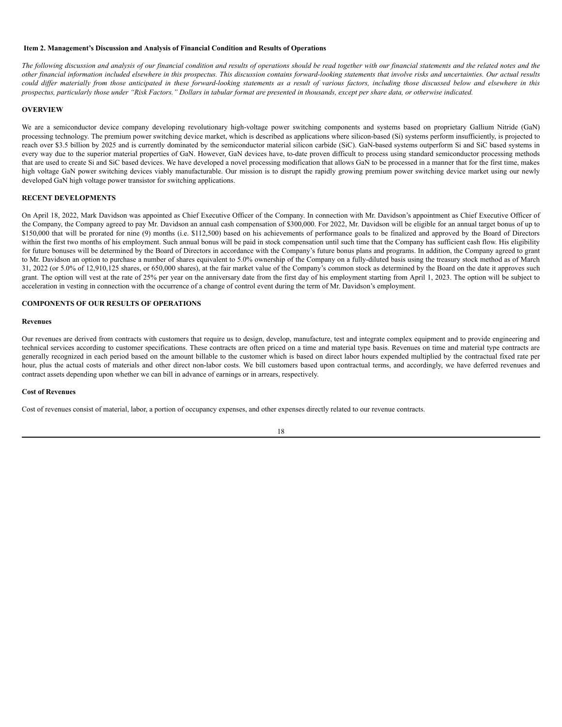## Item 2. Management's Discussion and Analysis of Financial Condition and Results of Operations

*The following discussion and analysis of our financial condition and results of operations should be read together with our financial statements and the related notes and the other financial information included elsewhere in this prospectus. This discussion contains forward-looking statements that involve risks and uncertainties. Our actual results could differ materially from those anticipated in these forward-looking statements as a result of various factors, including those discussed below and elsewhere in this prospectus, particularly those under "Risk Factors." Dollars in tabular format are presented in thousands, except per share data, or otherwise indicated.*

### OVERVIEW

We are a semiconductor device company developing revolutionary high-voltage power switching components and systems based on proprietary Gallium Nitride (GaN) processing technology. The premium power switching device market, which is described as applications where silicon-based (Si) systems perform insufficiently, is projected to reach over $3.5 billion by 2025 and is currently dominated by the semiconductor material silicon carbide (SiC). GaN-based systems outperform Si and SiC based systems in every way due to the superior material properties of GaN. However, GaN devices have, to-date proven difficult to process using standard semiconductor processing methods that are used to create Si and SiC based devices. We have developed a novel processing modification that allows GaN to be processed in a manner that for the first time, makes high voltage GaN power switching devices viably manufacturable. Our mission is to disrupt the rapidly growing premium power switching device market using our newly developed GaN high voltage power transistor for switching applications.

### RECENT DEVELOPMENTS

On April 18, 2022, Mark Davidson was appointed as Chief Executive Officer of the Company. In connection with Mr. Davidson's appointment as Chief Executive Officer of the Company, the Company agreed to pay Mr. Davidson an annual cash compensation of $300,000. For 2022, Mr. Davidson will be eligible for an annual target bonus of up to $150,000 that will be prorated for nine (9) months (i.e. $112,500) based on his achievements of performance goals to be finalized and approved by the Board of Directors within the first two months of his employment. Such annual bonus will be paid in stock compensation until such time that the Company has sufficient cash flow. His eligibility for future bonuses will be determined by the Board of Directors in accordance with the Company's future bonus plans and programs. In addition, the Company agreed to grant to Mr. Davidson an option to purchase a number of shares equivalent to 5.0% ownership of the Company on a fully-diluted basis using the treasury stock method as of March 31, 2022 (or 5.0% of 12,910,125 shares, or 650,000 shares), at the fair market value of the Company's common stock as determined by the Board on the date it approves such grant. The option will vest at the rate of 25% per year on the anniversary date from the first day of his employment starting from April 1, 2023. The option will be subject to acceleration in vesting in connection with the occurrence of a change of control event during the term of Mr. Davidson's employment.

### COMPONENTS OF OUR RESULTS OF OPERATIONS

#### Revenues

Our revenues are derived from contracts with customers that require us to design, develop, manufacture, test and integrate complex equipment and to provide engineering and technical services according to customer specifications. These contracts are often priced on a time and material type basis. Revenues on time and material type contracts are generally recognized in each period based on the amount billable to the customer which is based on direct labor hours expended multiplied by the contractual fixed rate per hour, plus the actual costs of materials and other direct non-labor costs. We bill customers based upon contractual terms, and accordingly, we have deferred revenues and contract assets depending upon whether we can bill in advance of earnings or in arrears, respectively.

#### Cost of Revenues

Cost of revenues consist of material, labor, a portion of occupancy expenses, and other expenses directly related to our revenue contracts.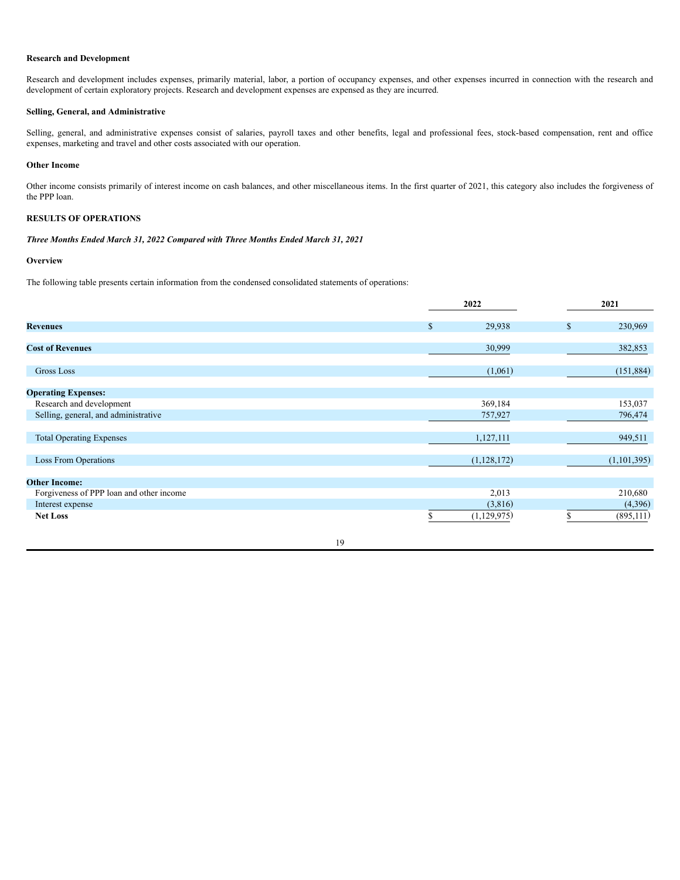**Research and Development**

Research and development includes expenses, primarily material, labor, a portion of occupancy expenses, and other expenses incurred in connection with the research and development of certain exploratory projects. Research and development expenses are expensed as they are incurred.

**Selling, General, and Administrative**

Selling, general, and administrative expenses consist of salaries, payroll taxes and other benefits, legal and professional fees, stock-based compensation, rent and office expenses, marketing and travel and other costs associated with our operation.

**Other Income**

Other income consists primarily of interest income on cash balances, and other miscellaneous items. In the first quarter of 2021, this category also includes the forgiveness of the PPP loan.

**RESULTS OF OPERATIONS**

***Three Months Ended March 31, 2022 Compared with Three Months Ended March 31, 2021***

**Overview**

The following table presents certain information from the condensed consolidated statements of operations:

| | 2022 | 2021 |
|---|---|---|
| **Revenues** | $ 29,938 | $ 230,969 |
| **Cost of Revenues** | 30,999 | 382,853 |
| Gross Loss | (1,061) | (151,884) |
| **Operating Expenses:** | | |
| Research and development | 369,184 | 153,037 |
| Selling, general, and administrative | 757,927 | 796,474 |
| Total Operating Expenses | 1,127,111 | 949,511 |
| Loss From Operations | (1,128,172) | (1,101,395) |
| **Other Income:** | | |
| Forgiveness of PPP loan and other income | 2,013 | 210,680 |
| Interest expense | (3,816) | (4,396) |
| **Net Loss** | $ (1,129,975) | $ (895,111) |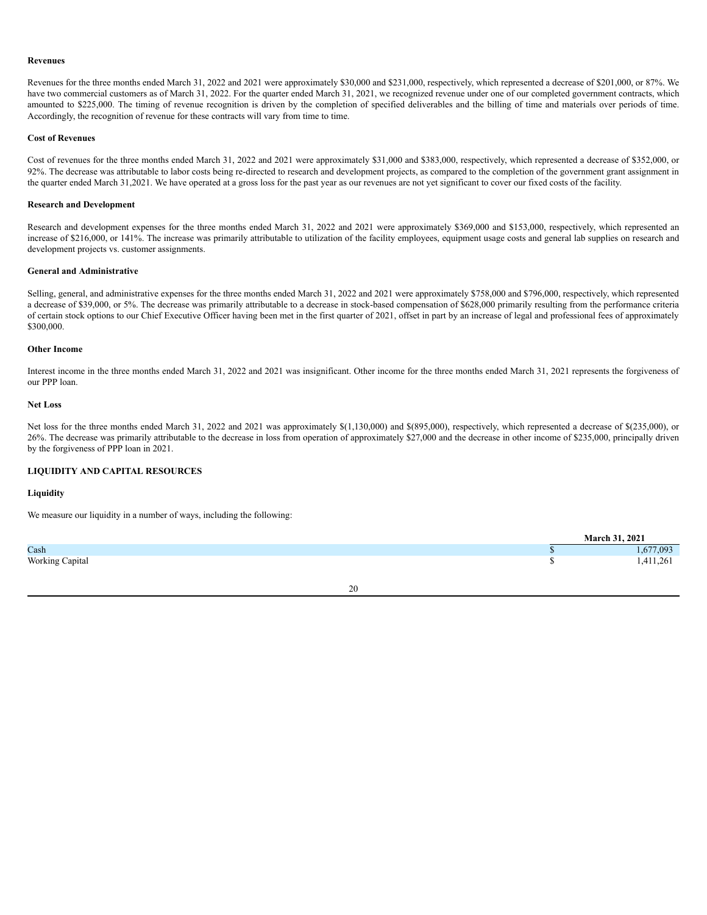**Revenues**

Revenues for the three months ended March 31, 2022 and 2021 were approximately $30,000 and $231,000, respectively, which represented a decrease of $201,000, or 87%. We have two commercial customers as of March 31, 2022. For the quarter ended March 31, 2021, we recognized revenue under one of our completed government contracts, which amounted to $225,000. The timing of revenue recognition is driven by the completion of specified deliverables and the billing of time and materials over periods of time. Accordingly, the recognition of revenue for these contracts will vary from time to time.

**Cost of Revenues**

Cost of revenues for the three months ended March 31, 2022 and 2021 were approximately $31,000 and $383,000, respectively, which represented a decrease of $352,000, or 92%. The decrease was attributable to labor costs being re-directed to research and development projects, as compared to the completion of the government grant assignment in the quarter ended March 31,2021. We have operated at a gross loss for the past year as our revenues are not yet significant to cover our fixed costs of the facility.

**Research and Development**

Research and development expenses for the three months ended March 31, 2022 and 2021 were approximately $369,000 and $153,000, respectively, which represented an increase of $216,000, or 141%. The increase was primarily attributable to utilization of the facility employees, equipment usage costs and general lab supplies on research and development projects vs. customer assignments.

**General and Administrative**

Selling, general, and administrative expenses for the three months ended March 31, 2022 and 2021 were approximately $758,000 and $796,000, respectively, which represented a decrease of $39,000, or 5%. The decrease was primarily attributable to a decrease in stock-based compensation of $628,000 primarily resulting from the performance criteria of certain stock options to our Chief Executive Officer having been met in the first quarter of 2021, offset in part by an increase of legal and professional fees of approximately $300,000.

**Other Income**

Interest income in the three months ended March 31, 2022 and 2021 was insignificant. Other income for the three months ended March 31, 2021 represents the forgiveness of our PPP loan.

**Net Loss**

Net loss for the three months ended March 31, 2022 and 2021 was approximately $(1,130,000) and $(895,000), respectively, which represented a decrease of $(235,000), or 26%. The decrease was primarily attributable to the decrease in loss from operation of approximately $27,000 and the decrease in other income of $235,000, principally driven by the forgiveness of PPP loan in 2021.

**LIQUIDITY AND CAPITAL RESOURCES**

**Liquidity**

We measure our liquidity in a number of ways, including the following:

| | March 31, 2021 |
|---|---|
| Cash | $ 1,677,093 |
| Working Capital | $ 1,411,261 |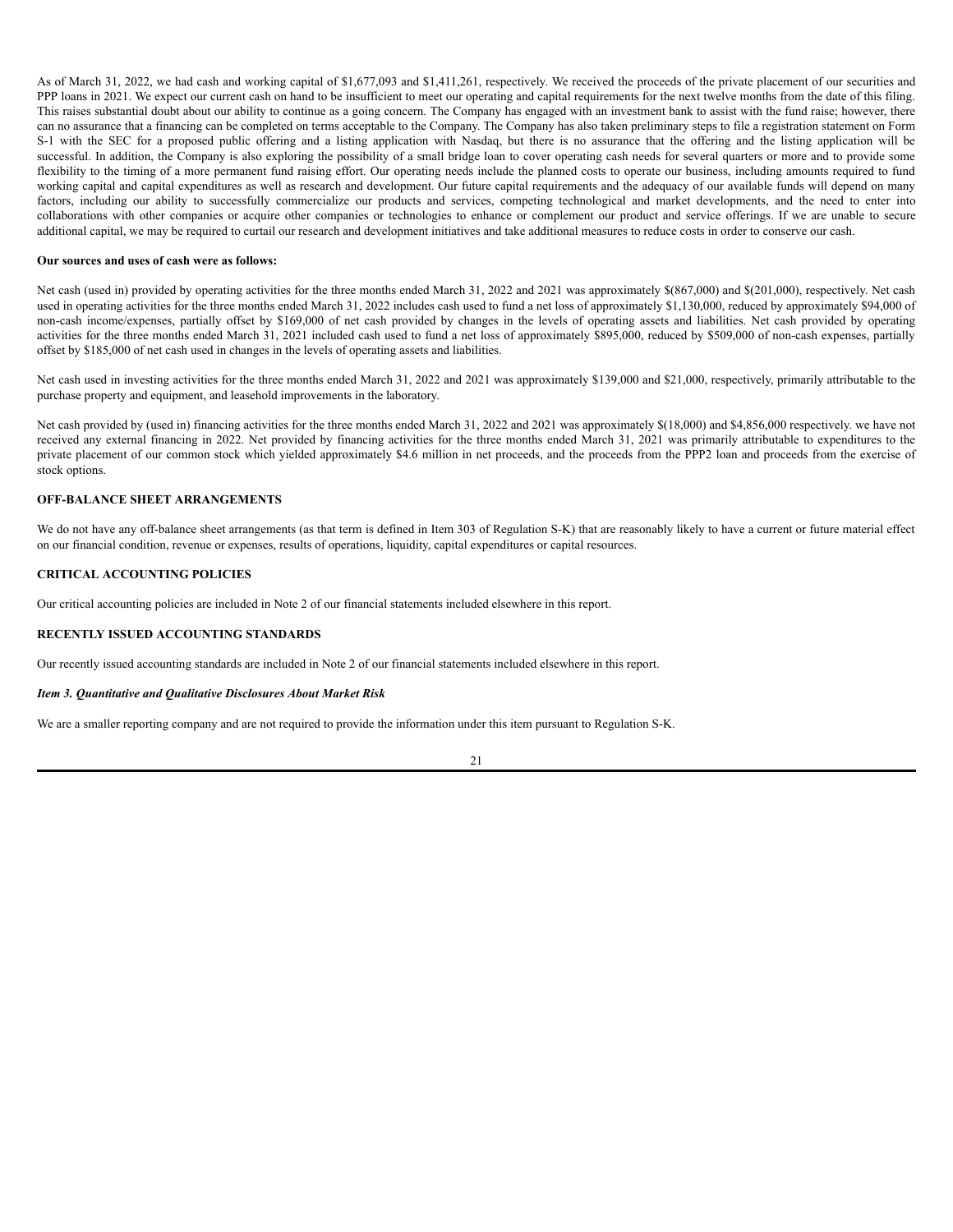As of March 31, 2022, we had cash and working capital of $1,677,093 and $1,411,261, respectively. We received the proceeds of the private placement of our securities and PPP loans in 2021. We expect our current cash on hand to be insufficient to meet our operating and capital requirements for the next twelve months from the date of this filing. This raises substantial doubt about our ability to continue as a going concern. The Company has engaged with an investment bank to assist with the fund raise; however, there can no assurance that a financing can be completed on terms acceptable to the Company. The Company has also taken preliminary steps to file a registration statement on Form S-1 with the SEC for a proposed public offering and a listing application with Nasdaq, but there is no assurance that the offering and the listing application will be successful. In addition, the Company is also exploring the possibility of a small bridge loan to cover operating cash needs for several quarters or more and to provide some flexibility to the timing of a more permanent fund raising effort. Our operating needs include the planned costs to operate our business, including amounts required to fund working capital and capital expenditures as well as research and development. Our future capital requirements and the adequacy of our available funds will depend on many factors, including our ability to successfully commercialize our products and services, competing technological and market developments, and the need to enter into collaborations with other companies or acquire other companies or technologies to enhance or complement our product and service offerings. If we are unable to secure additional capital, we may be required to curtail our research and development initiatives and take additional measures to reduce costs in order to conserve our cash.

**Our sources and uses of cash were as follows:**

Net cash (used in) provided by operating activities for the three months ended March 31, 2022 and 2021 was approximately $(867,000) and $(201,000), respectively. Net cash used in operating activities for the three months ended March 31, 2022 includes cash used to fund a net loss of approximately $1,130,000, reduced by approximately $94,000 of non-cash income/expenses, partially offset by $169,000 of net cash provided by changes in the levels of operating assets and liabilities. Net cash provided by operating activities for the three months ended March 31, 2021 included cash used to fund a net loss of approximately $895,000, reduced by $509,000 of non-cash expenses, partially offset by $185,000 of net cash used in changes in the levels of operating assets and liabilities.

Net cash used in investing activities for the three months ended March 31, 2022 and 2021 was approximately $139,000 and $21,000, respectively, primarily attributable to the purchase property and equipment, and leasehold improvements in the laboratory.

Net cash provided by (used in) financing activities for the three months ended March 31, 2022 and 2021 was approximately $(18,000) and $4,856,000 respectively. we have not received any external financing in 2022. Net provided by financing activities for the three months ended March 31, 2021 was primarily attributable to expenditures to the private placement of our common stock which yielded approximately $4.6 million in net proceeds, and the proceeds from the PPP2 loan and proceeds from the exercise of stock options.

## OFF-BALANCE SHEET ARRANGEMENTS

We do not have any off-balance sheet arrangements (as that term is defined in Item 303 of Regulation S-K) that are reasonably likely to have a current or future material effect on our financial condition, revenue or expenses, results of operations, liquidity, capital expenditures or capital resources.

## CRITICAL ACCOUNTING POLICIES

Our critical accounting policies are included in Note 2 of our financial statements included elsewhere in this report.

## RECENTLY ISSUED ACCOUNTING STANDARDS

Our recently issued accounting standards are included in Note 2 of our financial statements included elsewhere in this report.

### *Item 3. Quantitative and Qualitative Disclosures About Market Risk*

We are a smaller reporting company and are not required to provide the information under this item pursuant to Regulation S-K.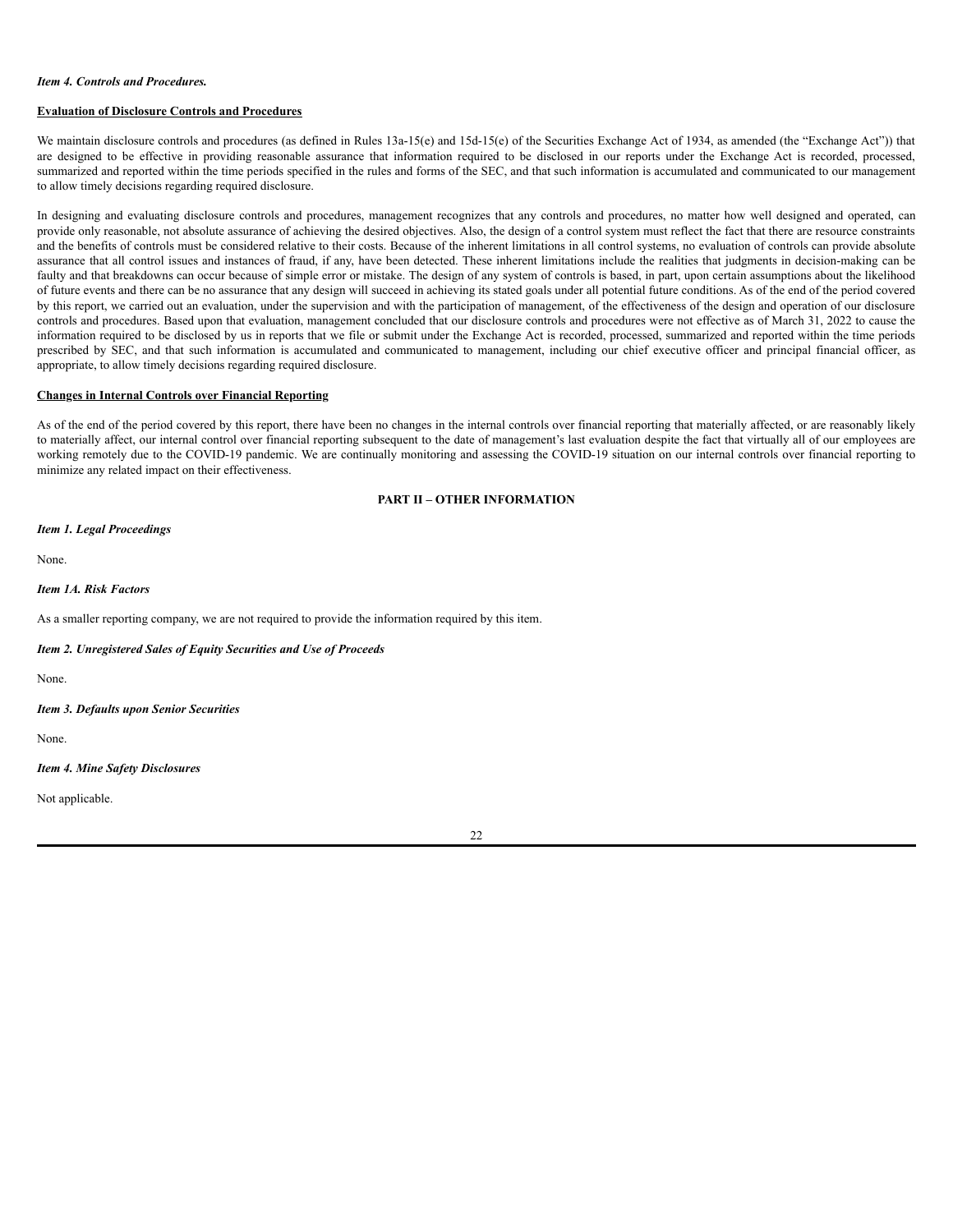***Item 4. Controls and Procedures.***

**Evaluation of Disclosure Controls and Procedures**

We maintain disclosure controls and procedures (as defined in Rules 13a-15(e) and 15d-15(e) of the Securities Exchange Act of 1934, as amended (the "Exchange Act")) that are designed to be effective in providing reasonable assurance that information required to be disclosed in our reports under the Exchange Act is recorded, processed, summarized and reported within the time periods specified in the rules and forms of the SEC, and that such information is accumulated and communicated to our management to allow timely decisions regarding required disclosure.

In designing and evaluating disclosure controls and procedures, management recognizes that any controls and procedures, no matter how well designed and operated, can provide only reasonable, not absolute assurance of achieving the desired objectives. Also, the design of a control system must reflect the fact that there are resource constraints and the benefits of controls must be considered relative to their costs. Because of the inherent limitations in all control systems, no evaluation of controls can provide absolute assurance that all control issues and instances of fraud, if any, have been detected. These inherent limitations include the realities that judgments in decision-making can be faulty and that breakdowns can occur because of simple error or mistake. The design of any system of controls is based, in part, upon certain assumptions about the likelihood of future events and there can be no assurance that any design will succeed in achieving its stated goals under all potential future conditions. As of the end of the period covered by this report, we carried out an evaluation, under the supervision and with the participation of management, of the effectiveness of the design and operation of our disclosure controls and procedures. Based upon that evaluation, management concluded that our disclosure controls and procedures were not effective as of March 31, 2022 to cause the information required to be disclosed by us in reports that we file or submit under the Exchange Act is recorded, processed, summarized and reported within the time periods prescribed by SEC, and that such information is accumulated and communicated to management, including our chief executive officer and principal financial officer, as appropriate, to allow timely decisions regarding required disclosure.

**Changes in Internal Controls over Financial Reporting**

As of the end of the period covered by this report, there have been no changes in the internal controls over financial reporting that materially affected, or are reasonably likely to materially affect, our internal control over financial reporting subsequent to the date of management's last evaluation despite the fact that virtually all of our employees are working remotely due to the COVID-19 pandemic. We are continually monitoring and assessing the COVID-19 situation on our internal controls over financial reporting to minimize any related impact on their effectiveness.

## PART II – OTHER INFORMATION

***Item 1. Legal Proceedings***

None.

***Item 1A. Risk Factors***

As a smaller reporting company, we are not required to provide the information required by this item.

***Item 2. Unregistered Sales of Equity Securities and Use of Proceeds***

None.

***Item 3. Defaults upon Senior Securities***

None.

***Item 4. Mine Safety Disclosures***

Not applicable.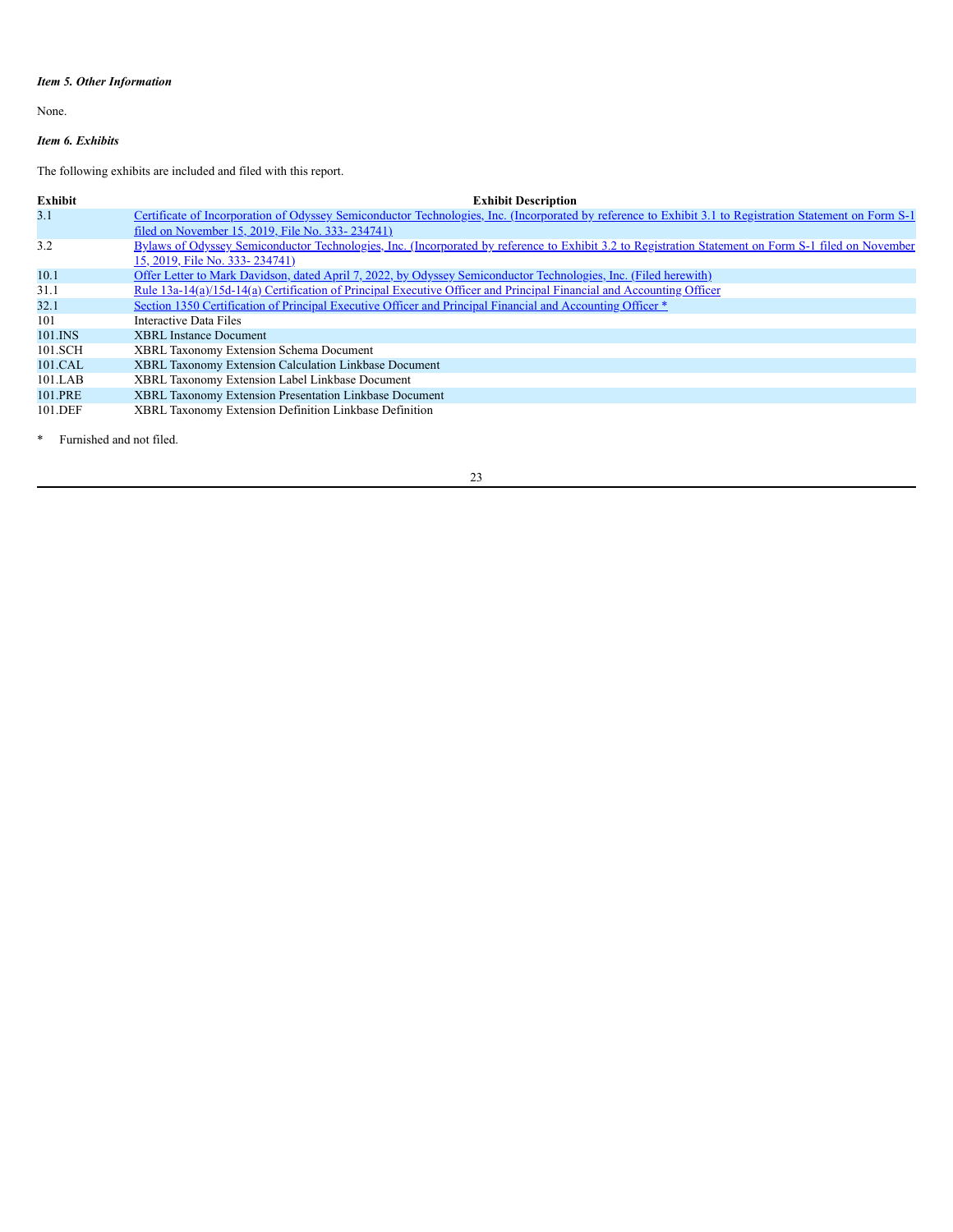*Item 5. Other Information*

None.

*Item 6. Exhibits*

The following exhibits are included and filed with this report.

| Exhibit | Exhibit Description |
|---|---|
| 3.1 | Certificate of Incorporation of Odyssey Semiconductor Technologies, Inc. (Incorporated by reference to Exhibit 3.1 to Registration Statement on Form S-1 filed on November 15, 2019, File No. 333- 234741) |
| 3.2 | Bylaws of Odyssey Semiconductor Technologies, Inc. (Incorporated by reference to Exhibit 3.2 to Registration Statement on Form S-1 filed on November 15, 2019, File No. 333- 234741) |
| 10.1 | Offer Letter to Mark Davidson, dated April 7, 2022, by Odyssey Semiconductor Technologies, Inc. (Filed herewith) |
| 31.1 | Rule 13a-14(a)/15d-14(a) Certification of Principal Executive Officer and Principal Financial and Accounting Officer |
| 32.1 | Section 1350 Certification of Principal Executive Officer and Principal Financial and Accounting Officer * |
| 101 | Interactive Data Files |
| 101.INS | XBRL Instance Document |
| 101.SCH | XBRL Taxonomy Extension Schema Document |
| 101.CAL | XBRL Taxonomy Extension Calculation Linkbase Document |
| 101.LAB | XBRL Taxonomy Extension Label Linkbase Document |
| 101.PRE | XBRL Taxonomy Extension Presentation Linkbase Document |
| 101.DEF | XBRL Taxonomy Extension Definition Linkbase Definition |

\* Furnished and not filed.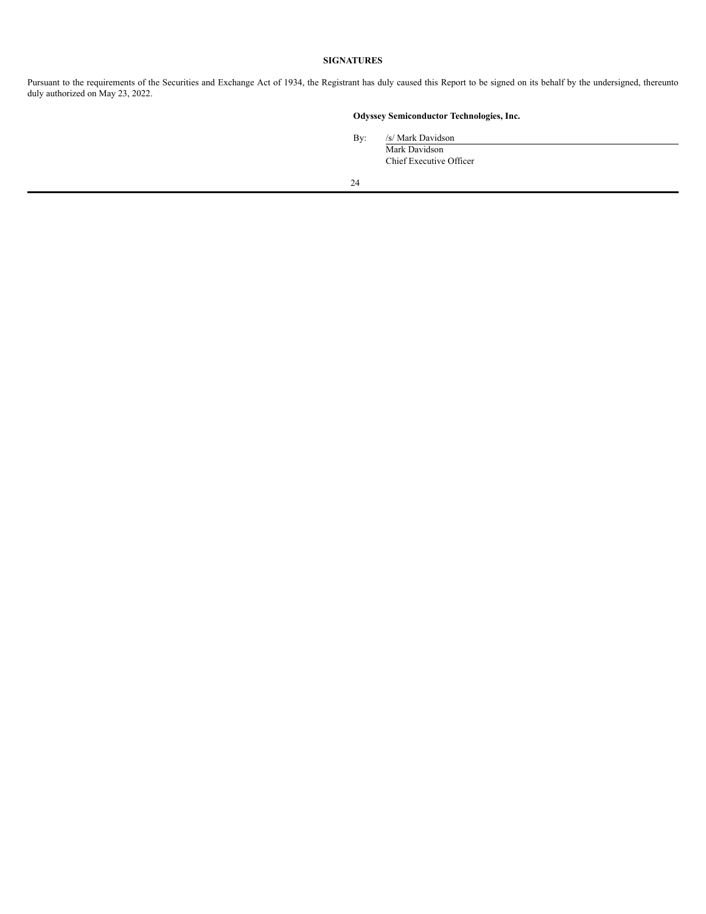# SIGNATURES

Pursuant to the requirements of the Securities and Exchange Act of 1934, the Registrant has duly caused this Report to be signed on its behalf by the undersigned, thereunto duly authorized on May 23, 2022.

**Odyssey Semiconductor Technologies, Inc.**

By: /s/ Mark Davidson
Mark Davidson
Chief Executive Officer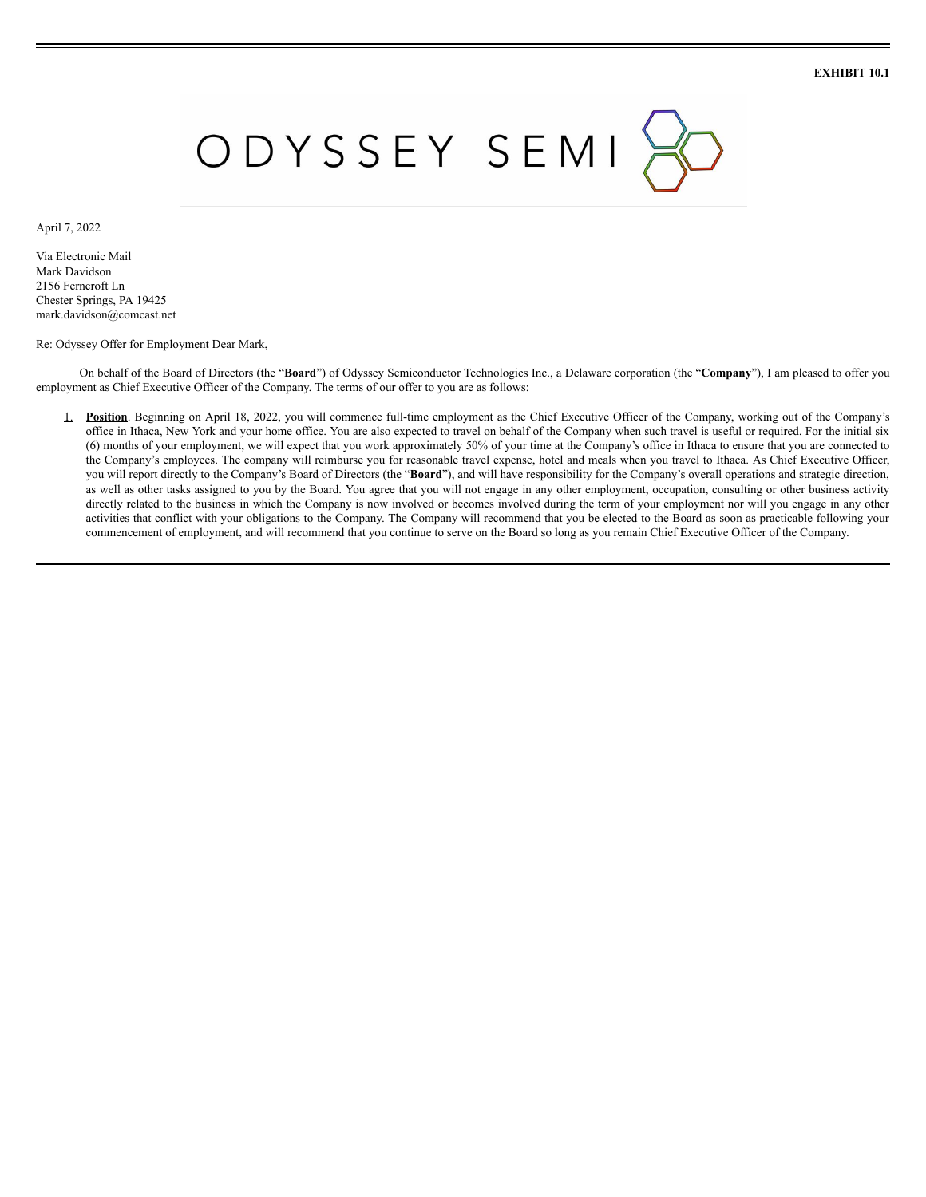**EXHIBIT 10.1**

ODYSSEY SEMI

April 7, 2022

Via Electronic Mail
Mark Davidson
2156 Ferncroft Ln
Chester Springs, PA 19425
mark.davidson@comcast.net

Re: Odyssey Offer for Employment Dear Mark,

On behalf of the Board of Directors (the "**Board**") of Odyssey Semiconductor Technologies Inc., a Delaware corporation (the "**Company**"), I am pleased to offer you employment as Chief Executive Officer of the Company. The terms of our offer to you are as follows:

1. **Position**. Beginning on April 18, 2022, you will commence full-time employment as the Chief Executive Officer of the Company, working out of the Company's office in Ithaca, New York and your home office. You are also expected to travel on behalf of the Company when such travel is useful or required. For the initial six (6) months of your employment, we will expect that you work approximately 50% of your time at the Company's office in Ithaca to ensure that you are connected to the Company's employees. The company will reimburse you for reasonable travel expense, hotel and meals when you travel to Ithaca. As Chief Executive Officer, you will report directly to the Company's Board of Directors (the "**Board**"), and will have responsibility for the Company's overall operations and strategic direction, as well as other tasks assigned to you by the Board. You agree that you will not engage in any other employment, occupation, consulting or other business activity directly related to the business in which the Company is now involved or becomes involved during the term of your employment nor will you engage in any other activities that conflict with your obligations to the Company. The Company will recommend that you be elected to the Board as soon as practicable following your commencement of employment, and will recommend that you continue to serve on the Board so long as you remain Chief Executive Officer of the Company.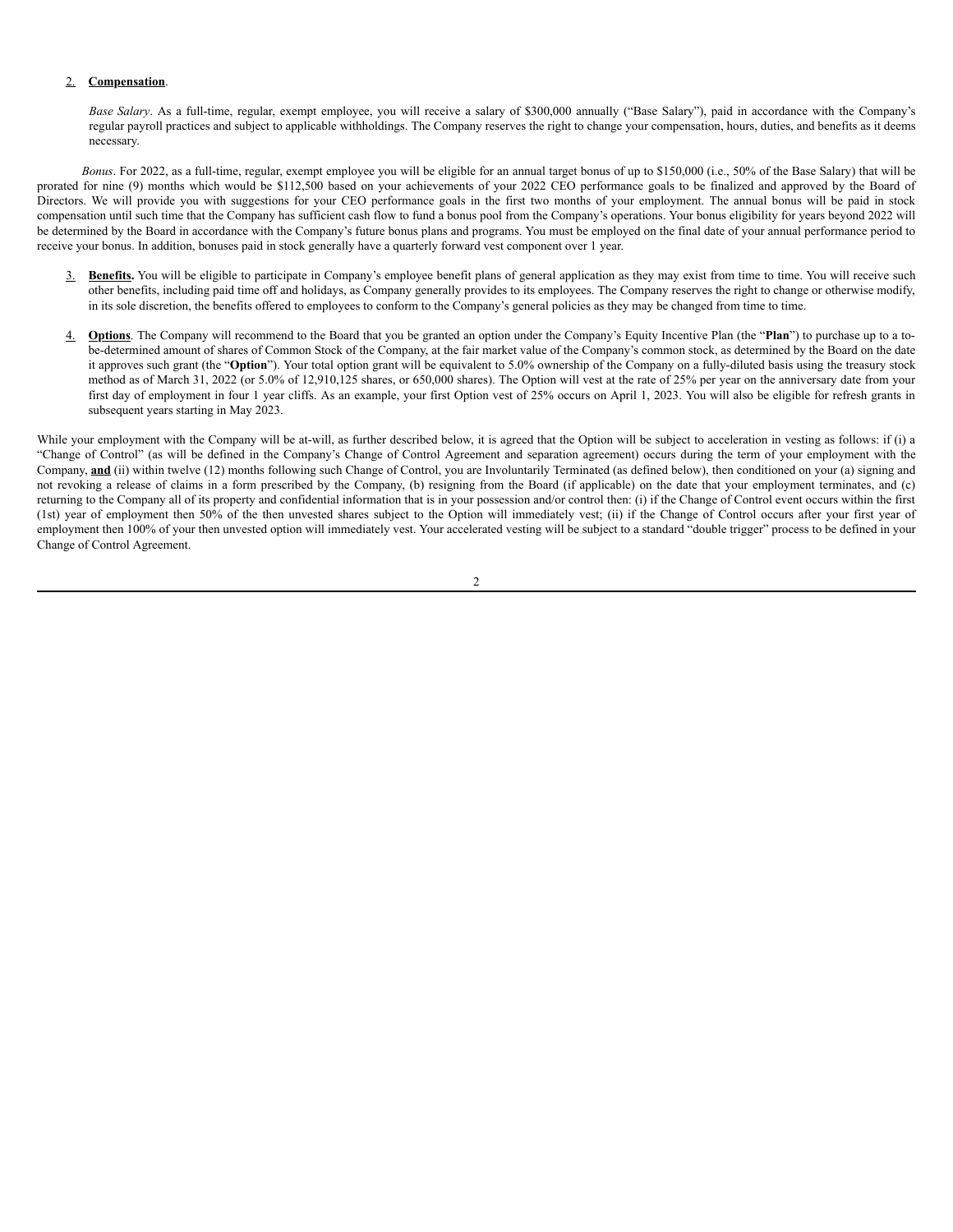2. **Compensation**.

*Base Salary*. As a full-time, regular, exempt employee, you will receive a salary of $300,000 annually ("Base Salary"), paid in accordance with the Company's regular payroll practices and subject to applicable withholdings. The Company reserves the right to change your compensation, hours, duties, and benefits as it deems necessary.

*Bonus*. For 2022, as a full-time, regular, exempt employee you will be eligible for an annual target bonus of up to $150,000 (i.e., 50% of the Base Salary) that will be prorated for nine (9) months which would be $112,500 based on your achievements of your 2022 CEO performance goals to be finalized and approved by the Board of Directors. We will provide you with suggestions for your CEO performance goals in the first two months of your employment. The annual bonus will be paid in stock compensation until such time that the Company has sufficient cash flow to fund a bonus pool from the Company's operations. Your bonus eligibility for years beyond 2022 will be determined by the Board in accordance with the Company's future bonus plans and programs. You must be employed on the final date of your annual performance period to receive your bonus. In addition, bonuses paid in stock generally have a quarterly forward vest component over 1 year.

3. **Benefits.** You will be eligible to participate in Company's employee benefit plans of general application as they may exist from time to time. You will receive such other benefits, including paid time off and holidays, as Company generally provides to its employees. The Company reserves the right to change or otherwise modify, in its sole discretion, the benefits offered to employees to conform to the Company's general policies as they may be changed from time to time.

4. **Options**. The Company will recommend to the Board that you be granted an option under the Company's Equity Incentive Plan (the "**Plan**") to purchase up to a to-be-determined amount of shares of Common Stock of the Company, at the fair market value of the Company's common stock, as determined by the Board on the date it approves such grant (the "**Option**"). Your total option grant will be equivalent to 5.0% ownership of the Company on a fully-diluted basis using the treasury stock method as of March 31, 2022 (or 5.0% of 12,910,125 shares, or 650,000 shares). The Option will vest at the rate of 25% per year on the anniversary date from your first day of employment in four 1 year cliffs. As an example, your first Option vest of 25% occurs on April 1, 2023. You will also be eligible for refresh grants in subsequent years starting in May 2023.

While your employment with the Company will be at-will, as further described below, it is agreed that the Option will be subject to acceleration in vesting as follows: if (i) a "Change of Control" (as will be defined in the Company's Change of Control Agreement and separation agreement) occurs during the term of your employment with the Company, **and** (ii) within twelve (12) months following such Change of Control, you are Involuntarily Terminated (as defined below), then conditioned on your (a) signing and not revoking a release of claims in a form prescribed by the Company, (b) resigning from the Board (if applicable) on the date that your employment terminates, and (c) returning to the Company all of its property and confidential information that is in your possession and/or control then: (i) if the Change of Control event occurs within the first (1st) year of employment then 50% of the then unvested shares subject to the Option will immediately vest; (ii) if the Change of Control occurs after your first year of employment then 100% of your then unvested option will immediately vest. Your accelerated vesting will be subject to a standard "double trigger" process to be defined in your Change of Control Agreement.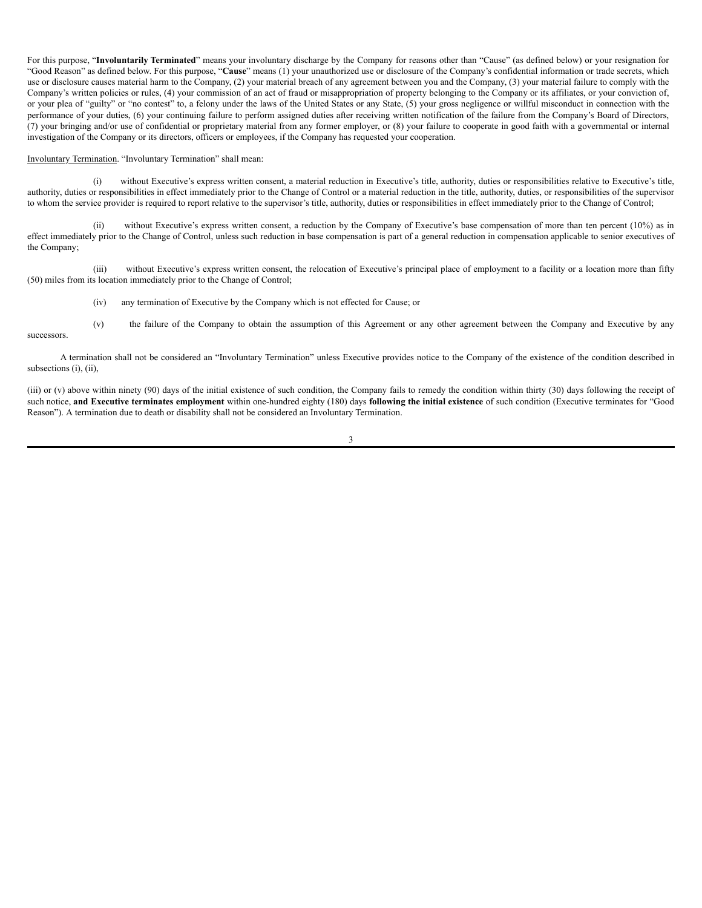For this purpose, "**Involuntarily Terminated**" means your involuntary discharge by the Company for reasons other than "Cause" (as defined below) or your resignation for "Good Reason" as defined below. For this purpose, "**Cause**" means (1) your unauthorized use or disclosure of the Company's confidential information or trade secrets, which use or disclosure causes material harm to the Company, (2) your material breach of any agreement between you and the Company, (3) your material failure to comply with the Company's written policies or rules, (4) your commission of an act of fraud or misappropriation of property belonging to the Company or its affiliates, or your conviction of, or your plea of "guilty" or "no contest" to, a felony under the laws of the United States or any State, (5) your gross negligence or willful misconduct in connection with the performance of your duties, (6) your continuing failure to perform assigned duties after receiving written notification of the failure from the Company's Board of Directors, (7) your bringing and/or use of confidential or proprietary material from any former employer, or (8) your failure to cooperate in good faith with a governmental or internal investigation of the Company or its directors, officers or employees, if the Company has requested your cooperation.

<u>Involuntary Termination</u>. "Involuntary Termination" shall mean:

(i) without Executive's express written consent, a material reduction in Executive's title, authority, duties or responsibilities relative to Executive's title, authority, duties or responsibilities in effect immediately prior to the Change of Control or a material reduction in the title, authority, duties, or responsibilities of the supervisor to whom the service provider is required to report relative to the supervisor's title, authority, duties or responsibilities in effect immediately prior to the Change of Control;

(ii) without Executive's express written consent, a reduction by the Company of Executive's base compensation of more than ten percent (10%) as in effect immediately prior to the Change of Control, unless such reduction in base compensation is part of a general reduction in compensation applicable to senior executives of the Company;

(iii) without Executive's express written consent, the relocation of Executive's principal place of employment to a facility or a location more than fifty (50) miles from its location immediately prior to the Change of Control;

(iv) any termination of Executive by the Company which is not effected for Cause; or

(v) the failure of the Company to obtain the assumption of this Agreement or any other agreement between the Company and Executive by any successors.

A termination shall not be considered an "Involuntary Termination" unless Executive provides notice to the Company of the existence of the condition described in subsections (i), (ii),

(iii) or (v) above within ninety (90) days of the initial existence of such condition, the Company fails to remedy the condition within thirty (30) days following the receipt of such notice, **and Executive terminates employment** within one-hundred eighty (180) days **following the initial existence** of such condition (Executive terminates for "Good Reason"). A termination due to death or disability shall not be considered an Involuntary Termination.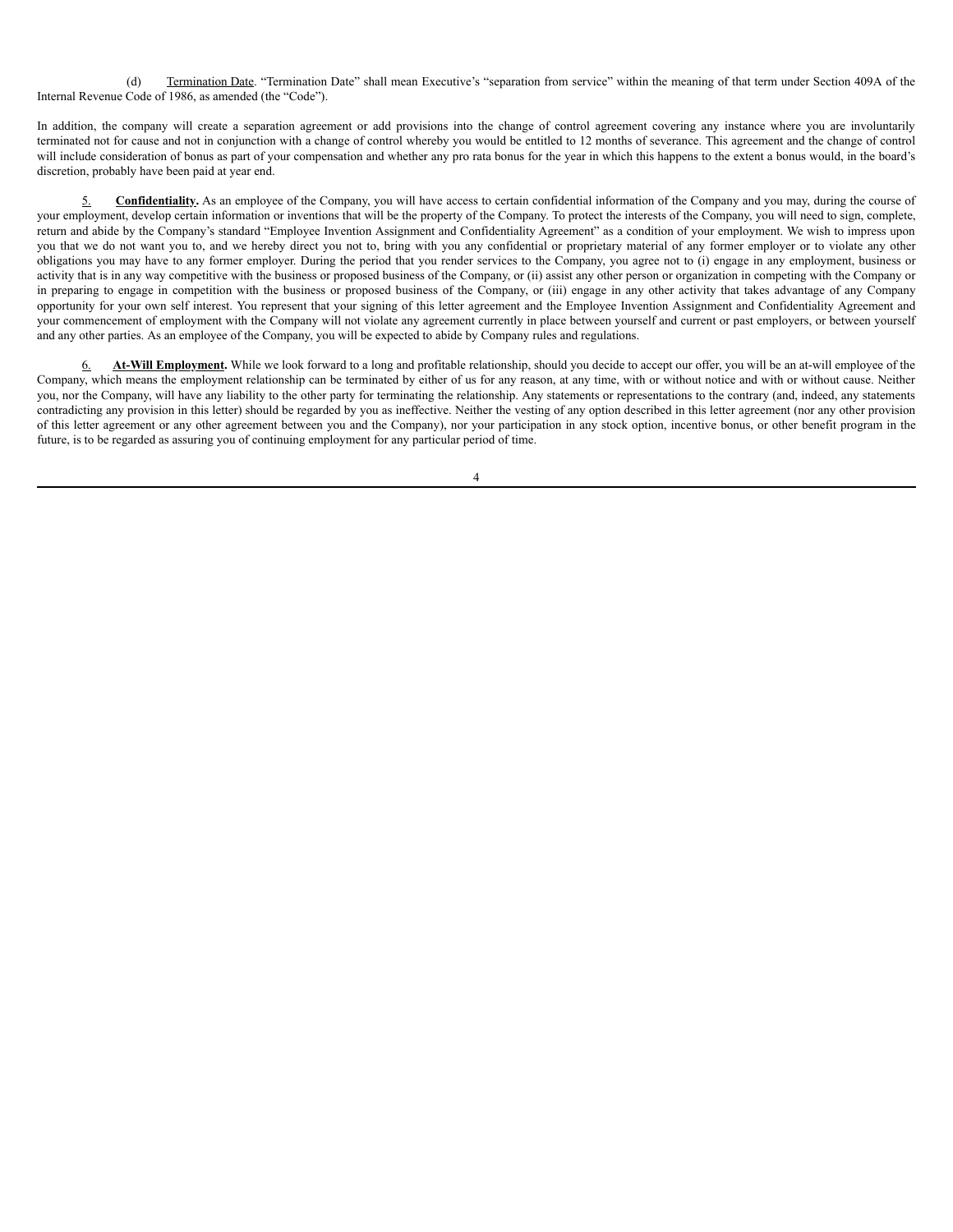(d) Termination Date. "Termination Date" shall mean Executive's "separation from service" within the meaning of that term under Section 409A of the Internal Revenue Code of 1986, as amended (the "Code").

In addition, the company will create a separation agreement or add provisions into the change of control agreement covering any instance where you are involuntarily terminated not for cause and not in conjunction with a change of control whereby you would be entitled to 12 months of severance. This agreement and the change of control will include consideration of bonus as part of your compensation and whether any pro rata bonus for the year in which this happens to the extent a bonus would, in the board's discretion, probably have been paid at year end.

5. **Confidentiality.** As an employee of the Company, you will have access to certain confidential information of the Company and you may, during the course of your employment, develop certain information or inventions that will be the property of the Company. To protect the interests of the Company, you will need to sign, complete, return and abide by the Company's standard "Employee Invention Assignment and Confidentiality Agreement" as a condition of your employment. We wish to impress upon you that we do not want you to, and we hereby direct you not to, bring with you any confidential or proprietary material of any former employer or to violate any other obligations you may have to any former employer. During the period that you render services to the Company, you agree not to (i) engage in any employment, business or activity that is in any way competitive with the business or proposed business of the Company, or (ii) assist any other person or organization in competing with the Company or in preparing to engage in competition with the business or proposed business of the Company, or (iii) engage in any other activity that takes advantage of any Company opportunity for your own self interest. You represent that your signing of this letter agreement and the Employee Invention Assignment and Confidentiality Agreement and your commencement of employment with the Company will not violate any agreement currently in place between yourself and current or past employers, or between yourself and any other parties. As an employee of the Company, you will be expected to abide by Company rules and regulations.

6. **At-Will Employment.** While we look forward to a long and profitable relationship, should you decide to accept our offer, you will be an at-will employee of the Company, which means the employment relationship can be terminated by either of us for any reason, at any time, with or without notice and with or without cause. Neither you, nor the Company, will have any liability to the other party for terminating the relationship. Any statements or representations to the contrary (and, indeed, any statements contradicting any provision in this letter) should be regarded by you as ineffective. Neither the vesting of any option described in this letter agreement (nor any other provision of this letter agreement or any other agreement between you and the Company), nor your participation in any stock option, incentive bonus, or other benefit program in the future, is to be regarded as assuring you of continuing employment for any particular period of time.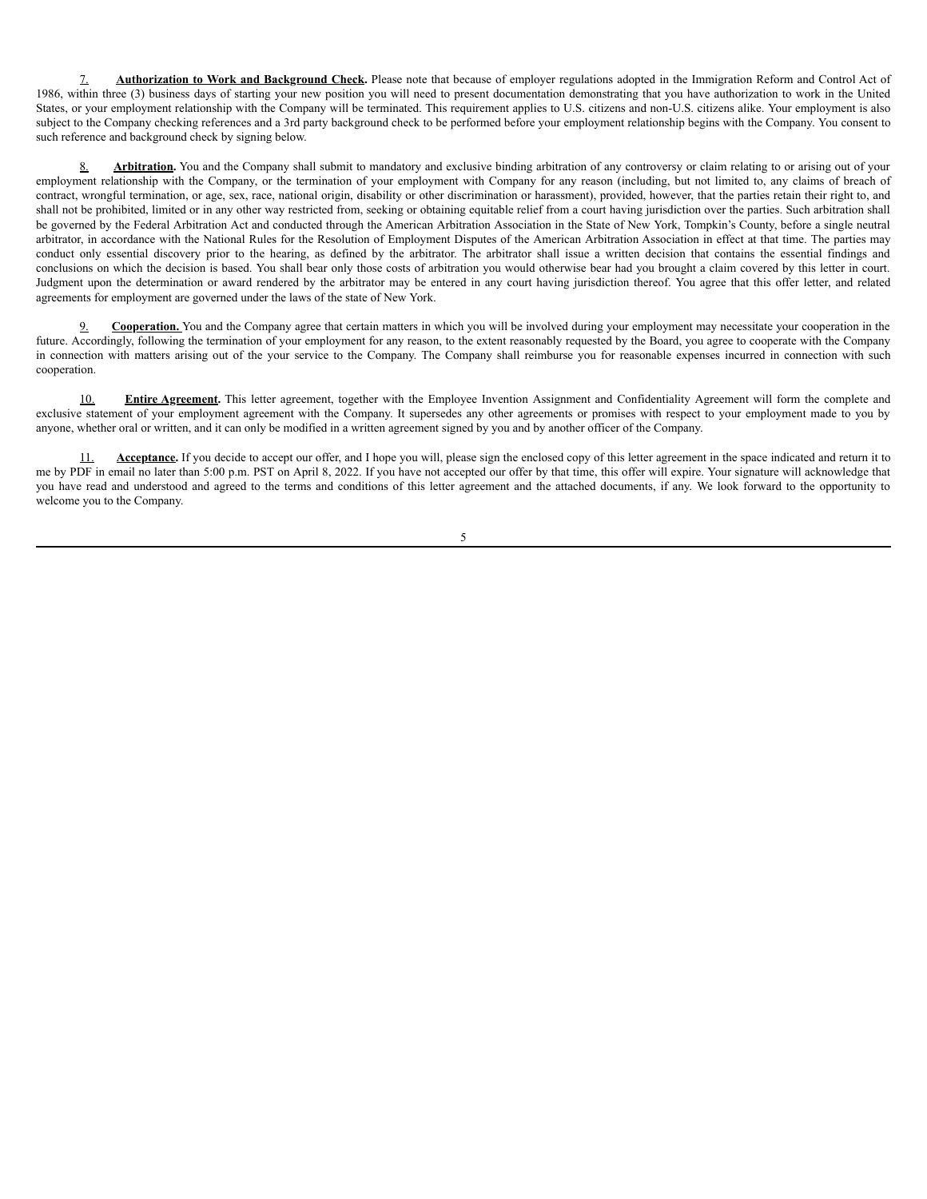7. **Authorization to Work and Background Check.** Please note that because of employer regulations adopted in the Immigration Reform and Control Act of 1986, within three (3) business days of starting your new position you will need to present documentation demonstrating that you have authorization to work in the United States, or your employment relationship with the Company will be terminated. This requirement applies to U.S. citizens and non-U.S. citizens alike. Your employment is also subject to the Company checking references and a 3rd party background check to be performed before your employment relationship begins with the Company. You consent to such reference and background check by signing below.

8. **Arbitration.** You and the Company shall submit to mandatory and exclusive binding arbitration of any controversy or claim relating to or arising out of your employment relationship with the Company, or the termination of your employment with Company for any reason (including, but not limited to, any claims of breach of contract, wrongful termination, or age, sex, race, national origin, disability or other discrimination or harassment), provided, however, that the parties retain their right to, and shall not be prohibited, limited or in any other way restricted from, seeking or obtaining equitable relief from a court having jurisdiction over the parties. Such arbitration shall be governed by the Federal Arbitration Act and conducted through the American Arbitration Association in the State of New York, Tompkin's County, before a single neutral arbitrator, in accordance with the National Rules for the Resolution of Employment Disputes of the American Arbitration Association in effect at that time. The parties may conduct only essential discovery prior to the hearing, as defined by the arbitrator. The arbitrator shall issue a written decision that contains the essential findings and conclusions on which the decision is based. You shall bear only those costs of arbitration you would otherwise bear had you brought a claim covered by this letter in court. Judgment upon the determination or award rendered by the arbitrator may be entered in any court having jurisdiction thereof. You agree that this offer letter, and related agreements for employment are governed under the laws of the state of New York.

9. **Cooperation.** You and the Company agree that certain matters in which you will be involved during your employment may necessitate your cooperation in the future. Accordingly, following the termination of your employment for any reason, to the extent reasonably requested by the Board, you agree to cooperate with the Company in connection with matters arising out of the your service to the Company. The Company shall reimburse you for reasonable expenses incurred in connection with such cooperation.

10. **Entire Agreement.** This letter agreement, together with the Employee Invention Assignment and Confidentiality Agreement will form the complete and exclusive statement of your employment agreement with the Company. It supersedes any other agreements or promises with respect to your employment made to you by anyone, whether oral or written, and it can only be modified in a written agreement signed by you and by another officer of the Company.

11. **Acceptance.** If you decide to accept our offer, and I hope you will, please sign the enclosed copy of this letter agreement in the space indicated and return it to me by PDF in email no later than 5:00 p.m. PST on April 8, 2022. If you have not accepted our offer by that time, this offer will expire. Your signature will acknowledge that you have read and understood and agreed to the terms and conditions of this letter agreement and the attached documents, if any. We look forward to the opportunity to welcome you to the Company.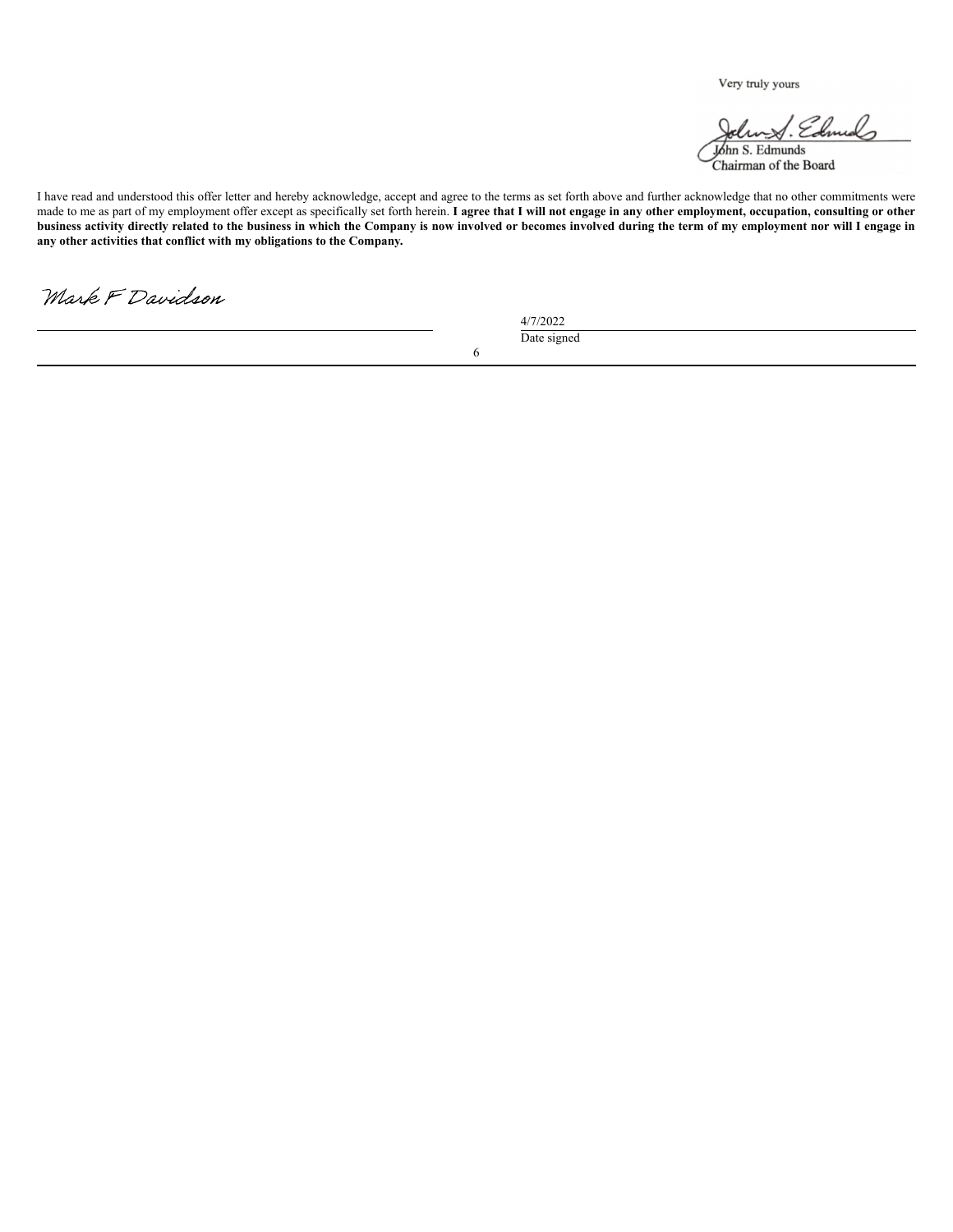Very truly yours

John S. Edmunds
Chairman of the Board

I have read and understood this offer letter and hereby acknowledge, accept and agree to the terms as set forth above and further acknowledge that no other commitments were made to me as part of my employment offer except as specifically set forth herein. **I agree that I will not engage in any other employment, occupation, consulting or other business activity directly related to the business in which the Company is now involved or becomes involved during the term of my employment nor will I engage in any other activities that conflict with my obligations to the Company.**

Mark F Davidson

4/7/2022
Date signed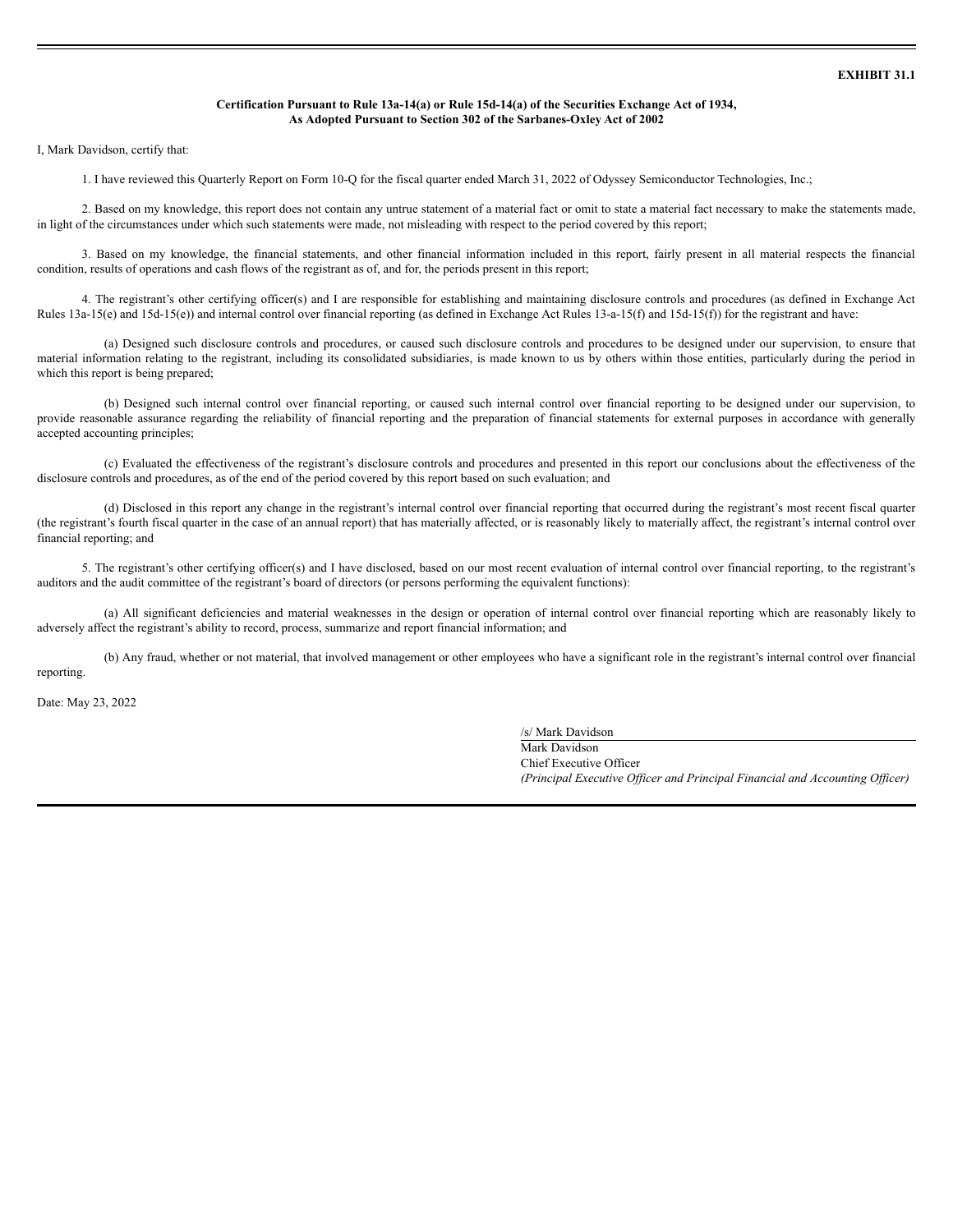**EXHIBIT 31.1**

**Certification Pursuant to Rule 13a-14(a) or Rule 15d-14(a) of the Securities Exchange Act of 1934, As Adopted Pursuant to Section 302 of the Sarbanes-Oxley Act of 2002**

I, Mark Davidson, certify that:

1. I have reviewed this Quarterly Report on Form 10-Q for the fiscal quarter ended March 31, 2022 of Odyssey Semiconductor Technologies, Inc.;

2. Based on my knowledge, this report does not contain any untrue statement of a material fact or omit to state a material fact necessary to make the statements made, in light of the circumstances under which such statements were made, not misleading with respect to the period covered by this report;

3. Based on my knowledge, the financial statements, and other financial information included in this report, fairly present in all material respects the financial condition, results of operations and cash flows of the registrant as of, and for, the periods present in this report;

4. The registrant's other certifying officer(s) and I are responsible for establishing and maintaining disclosure controls and procedures (as defined in Exchange Act Rules 13a-15(e) and 15d-15(e)) and internal control over financial reporting (as defined in Exchange Act Rules 13-a-15(f) and 15d-15(f)) for the registrant and have:

(a) Designed such disclosure controls and procedures, or caused such disclosure controls and procedures to be designed under our supervision, to ensure that material information relating to the registrant, including its consolidated subsidiaries, is made known to us by others within those entities, particularly during the period in which this report is being prepared;

(b) Designed such internal control over financial reporting, or caused such internal control over financial reporting to be designed under our supervision, to provide reasonable assurance regarding the reliability of financial reporting and the preparation of financial statements for external purposes in accordance with generally accepted accounting principles;

(c) Evaluated the effectiveness of the registrant's disclosure controls and procedures and presented in this report our conclusions about the effectiveness of the disclosure controls and procedures, as of the end of the period covered by this report based on such evaluation; and

(d) Disclosed in this report any change in the registrant's internal control over financial reporting that occurred during the registrant's most recent fiscal quarter (the registrant's fourth fiscal quarter in the case of an annual report) that has materially affected, or is reasonably likely to materially affect, the registrant's internal control over financial reporting; and

5. The registrant's other certifying officer(s) and I have disclosed, based on our most recent evaluation of internal control over financial reporting, to the registrant's auditors and the audit committee of the registrant's board of directors (or persons performing the equivalent functions):

(a) All significant deficiencies and material weaknesses in the design or operation of internal control over financial reporting which are reasonably likely to adversely affect the registrant's ability to record, process, summarize and report financial information; and

(b) Any fraud, whether or not material, that involved management or other employees who have a significant role in the registrant's internal control over financial reporting.

Date: May 23, 2022

/s/ Mark Davidson
Mark Davidson
Chief Executive Officer
*(Principal Executive Officer and Principal Financial and Accounting Officer)*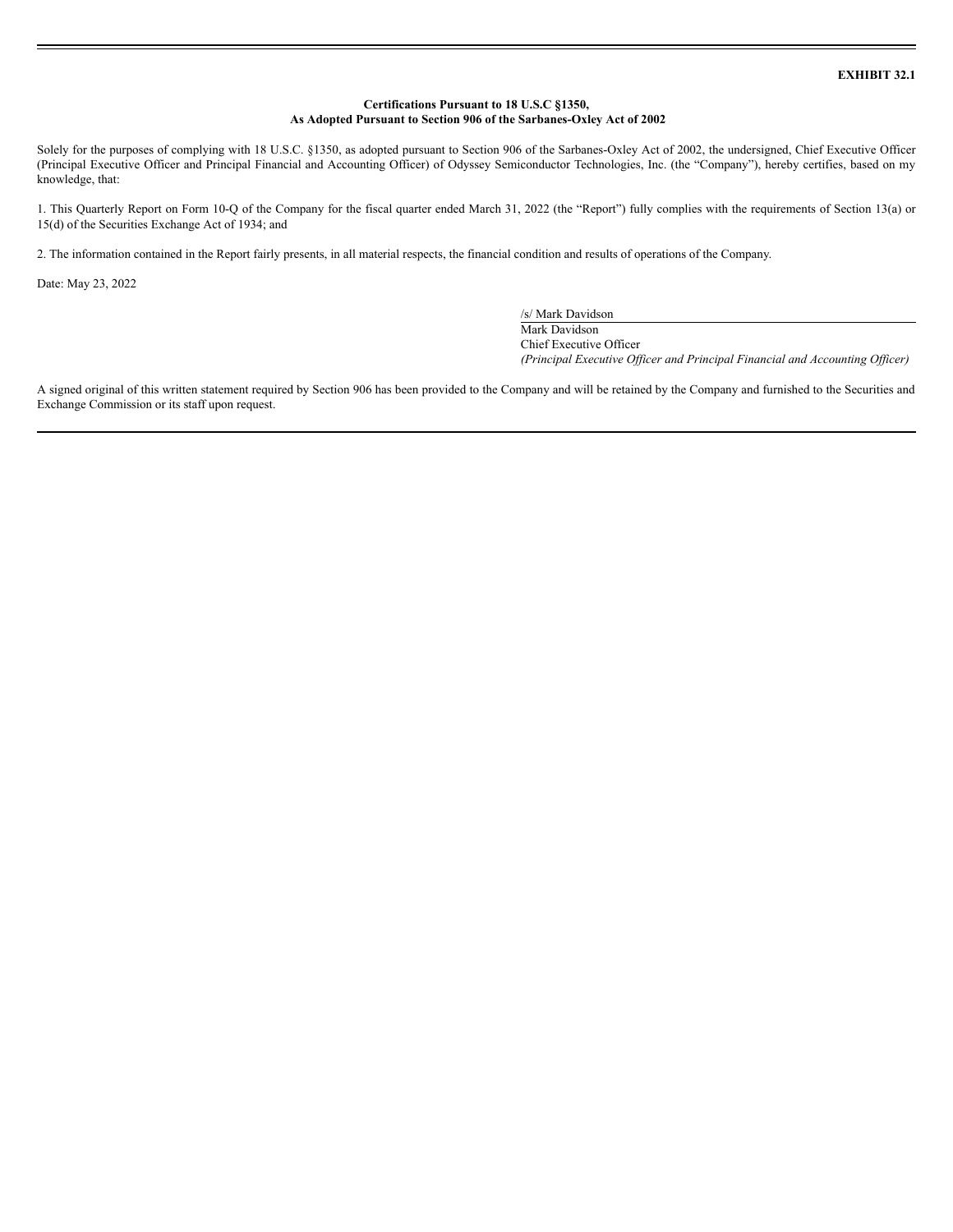**EXHIBIT 32.1**

**Certifications Pursuant to 18 U.S.C §1350,**
**As Adopted Pursuant to Section 906 of the Sarbanes-Oxley Act of 2002**

Solely for the purposes of complying with 18 U.S.C. §1350, as adopted pursuant to Section 906 of the Sarbanes-Oxley Act of 2002, the undersigned, Chief Executive Officer (Principal Executive Officer and Principal Financial and Accounting Officer) of Odyssey Semiconductor Technologies, Inc. (the "Company"), hereby certifies, based on my knowledge, that:

1. This Quarterly Report on Form 10-Q of the Company for the fiscal quarter ended March 31, 2022 (the "Report") fully complies with the requirements of Section 13(a) or 15(d) of the Securities Exchange Act of 1934; and

2. The information contained in the Report fairly presents, in all material respects, the financial condition and results of operations of the Company.

Date: May 23, 2022

/s/ Mark Davidson
Mark Davidson
Chief Executive Officer
*(Principal Executive Officer and Principal Financial and Accounting Officer)*

A signed original of this written statement required by Section 906 has been provided to the Company and will be retained by the Company and furnished to the Securities and Exchange Commission or its staff upon request.